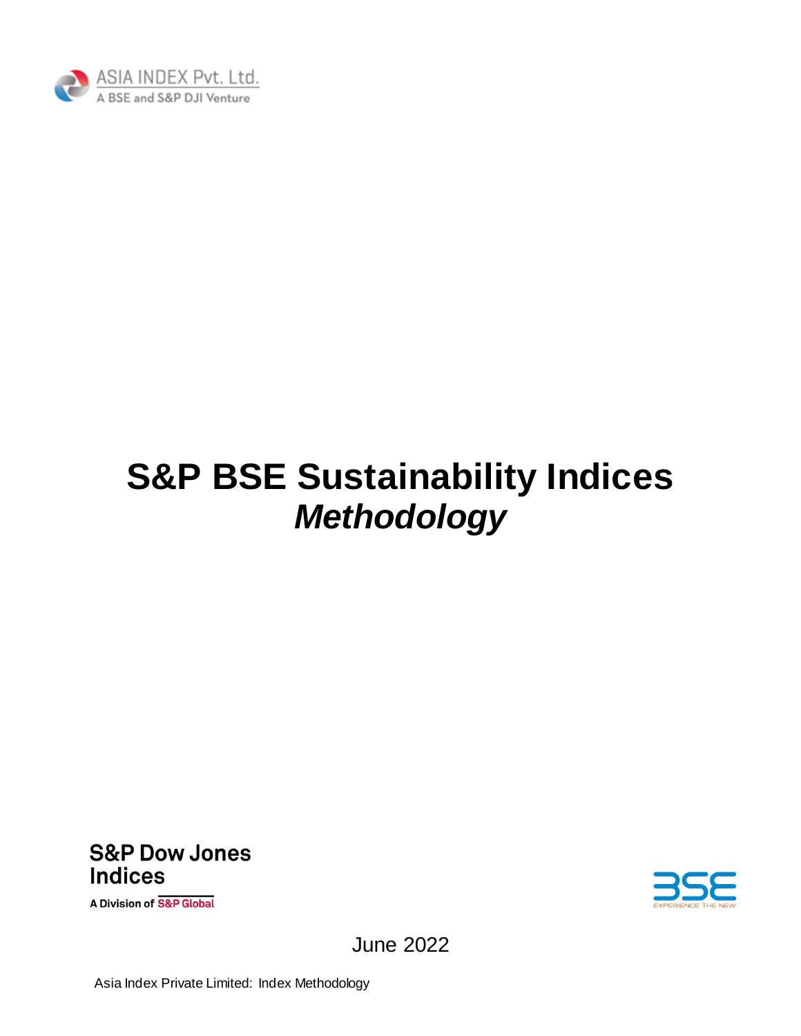ASIA INDEX Pvt. Ltd.
A BSE and S&P DJI Venture

# S&P BSE Sustainability Indices
## *Methodology*

S&P Dow Jones Indices
A Division of S&P Global

BSE
EXPERIENCE THE NEW

June 2022

Asia Index Private Limited: Index Methodology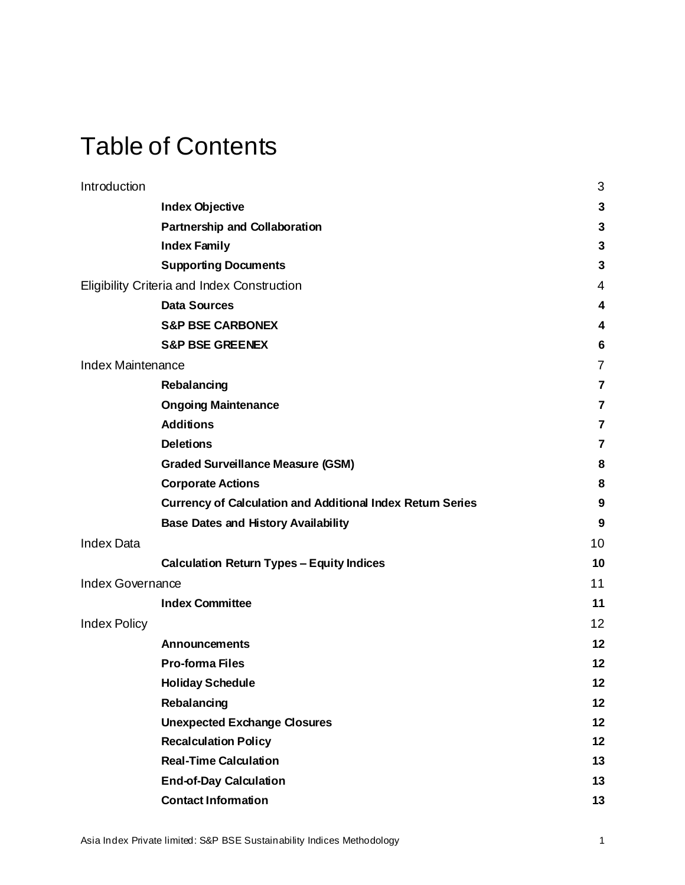# Table of Contents

| | |
|---|---|
| Introduction | 3 |
| **Index Objective** | **3** |
| **Partnership and Collaboration** | **3** |
| **Index Family** | **3** |
| **Supporting Documents** | **3** |
| Eligibility Criteria and Index Construction | 4 |
| **Data Sources** | **4** |
| **S&P BSE CARBONEX** | **4** |
| **S&P BSE GREENEX** | **6** |
| Index Maintenance | 7 |
| **Rebalancing** | **7** |
| **Ongoing Maintenance** | **7** |
| **Additions** | **7** |
| **Deletions** | **7** |
| **Graded Surveillance Measure (GSM)** | **8** |
| **Corporate Actions** | **8** |
| **Currency of Calculation and Additional Index Return Series** | **9** |
| **Base Dates and History Availability** | **9** |
| Index Data | 10 |
| **Calculation Return Types – Equity Indices** | **10** |
| Index Governance | 11 |
| **Index Committee** | **11** |
| Index Policy | 12 |
| **Announcements** | **12** |
| **Pro-forma Files** | **12** |
| **Holiday Schedule** | **12** |
| **Rebalancing** | **12** |
| **Unexpected Exchange Closures** | **12** |
| **Recalculation Policy** | **12** |
| **Real-Time Calculation** | **13** |
| **End-of-Day Calculation** | **13** |
| **Contact Information** | **13** |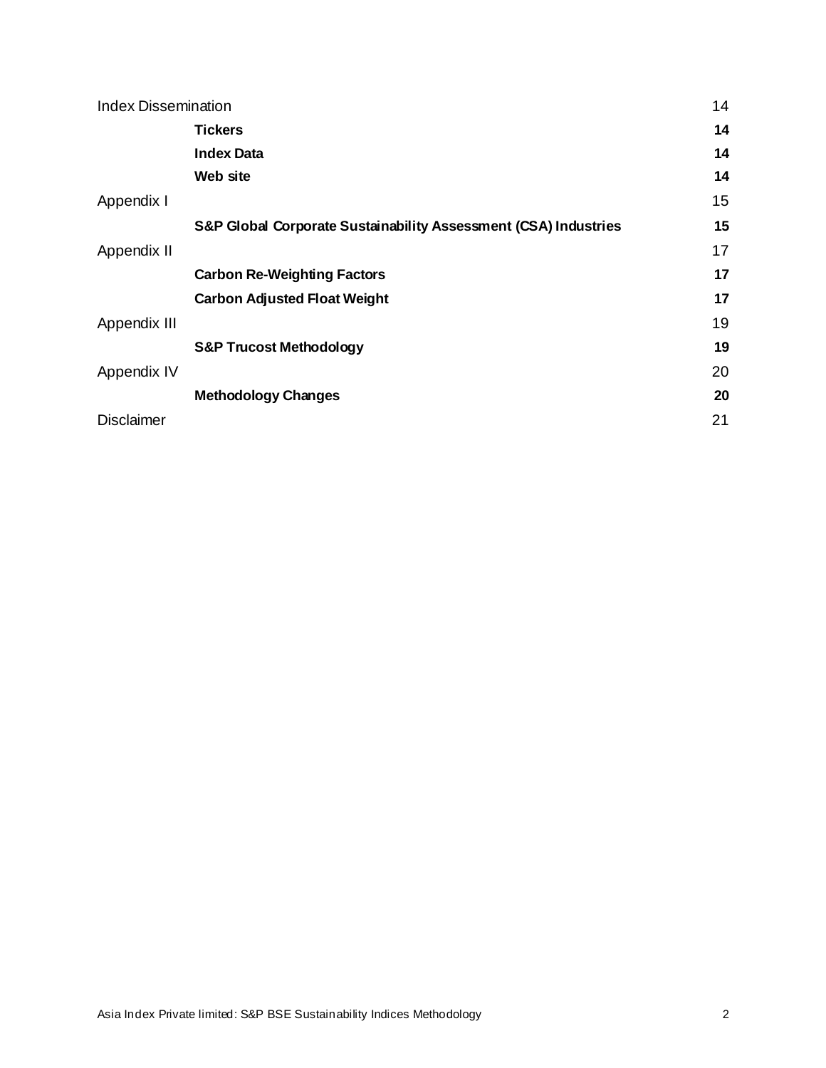| | | |
|---|---|---|
| Index Dissemination | | 14 |
| | **Tickers** | **14** |
| | **Index Data** | **14** |
| | **Web site** | **14** |
| Appendix I | | 15 |
| | **S&P Global Corporate Sustainability Assessment (CSA) Industries** | **15** |
| Appendix II | | 17 |
| | **Carbon Re-Weighting Factors** | **17** |
| | **Carbon Adjusted Float Weight** | **17** |
| Appendix III | | 19 |
| | **S&P Trucost Methodology** | **19** |
| Appendix IV | | 20 |
| | **Methodology Changes** | **20** |
| Disclaimer | | 21 |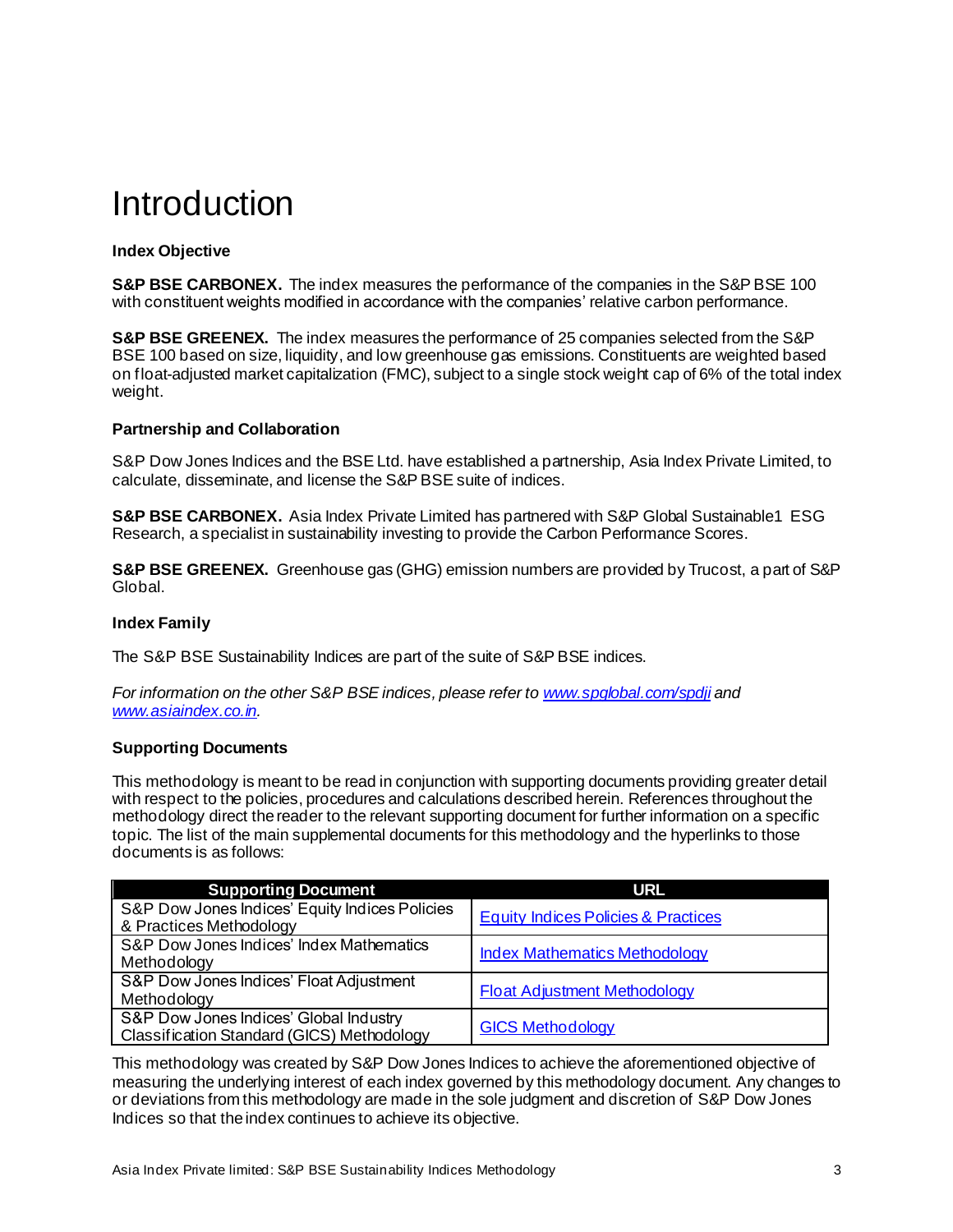# Introduction

### Index Objective

**S&P BSE CARBONEX.** The index measures the performance of the companies in the S&P BSE 100 with constituent weights modified in accordance with the companies' relative carbon performance.

**S&P BSE GREENEX.** The index measures the performance of 25 companies selected from the S&P BSE 100 based on size, liquidity, and low greenhouse gas emissions. Constituents are weighted based on float-adjusted market capitalization (FMC), subject to a single stock weight cap of 6% of the total index weight.

### Partnership and Collaboration

S&P Dow Jones Indices and the BSE Ltd. have established a partnership, Asia Index Private Limited, to calculate, disseminate, and license the S&P BSE suite of indices.

**S&P BSE CARBONEX.** Asia Index Private Limited has partnered with S&P Global Sustainable1 ESG Research, a specialist in sustainability investing to provide the Carbon Performance Scores.

**S&P BSE GREENEX.** Greenhouse gas (GHG) emission numbers are provided by Trucost, a part of S&P Global.

### Index Family

The S&P BSE Sustainability Indices are part of the suite of S&P BSE indices.

*For information on the other S&P BSE indices, please refer to [www.spglobal.com/spdji](www.spglobal.com/spdji) and [www.asiaindex.co.in](www.asiaindex.co.in).*

### Supporting Documents

This methodology is meant to be read in conjunction with supporting documents providing greater detail with respect to the policies, procedures and calculations described herein. References throughout the methodology direct the reader to the relevant supporting document for further information on a specific topic. The list of the main supplemental documents for this methodology and the hyperlinks to those documents is as follows:

| Supporting Document | URL |
|---|---|
| S&P Dow Jones Indices' Equity Indices Policies & Practices Methodology | Equity Indices Policies & Practices |
| S&P Dow Jones Indices' Index Mathematics Methodology | Index Mathematics Methodology |
| S&P Dow Jones Indices' Float Adjustment Methodology | Float Adjustment Methodology |
| S&P Dow Jones Indices' Global Industry Classification Standard (GICS) Methodology | GICS Methodology |

This methodology was created by S&P Dow Jones Indices to achieve the aforementioned objective of measuring the underlying interest of each index governed by this methodology document. Any changes to or deviations from this methodology are made in the sole judgment and discretion of S&P Dow Jones Indices so that the index continues to achieve its objective.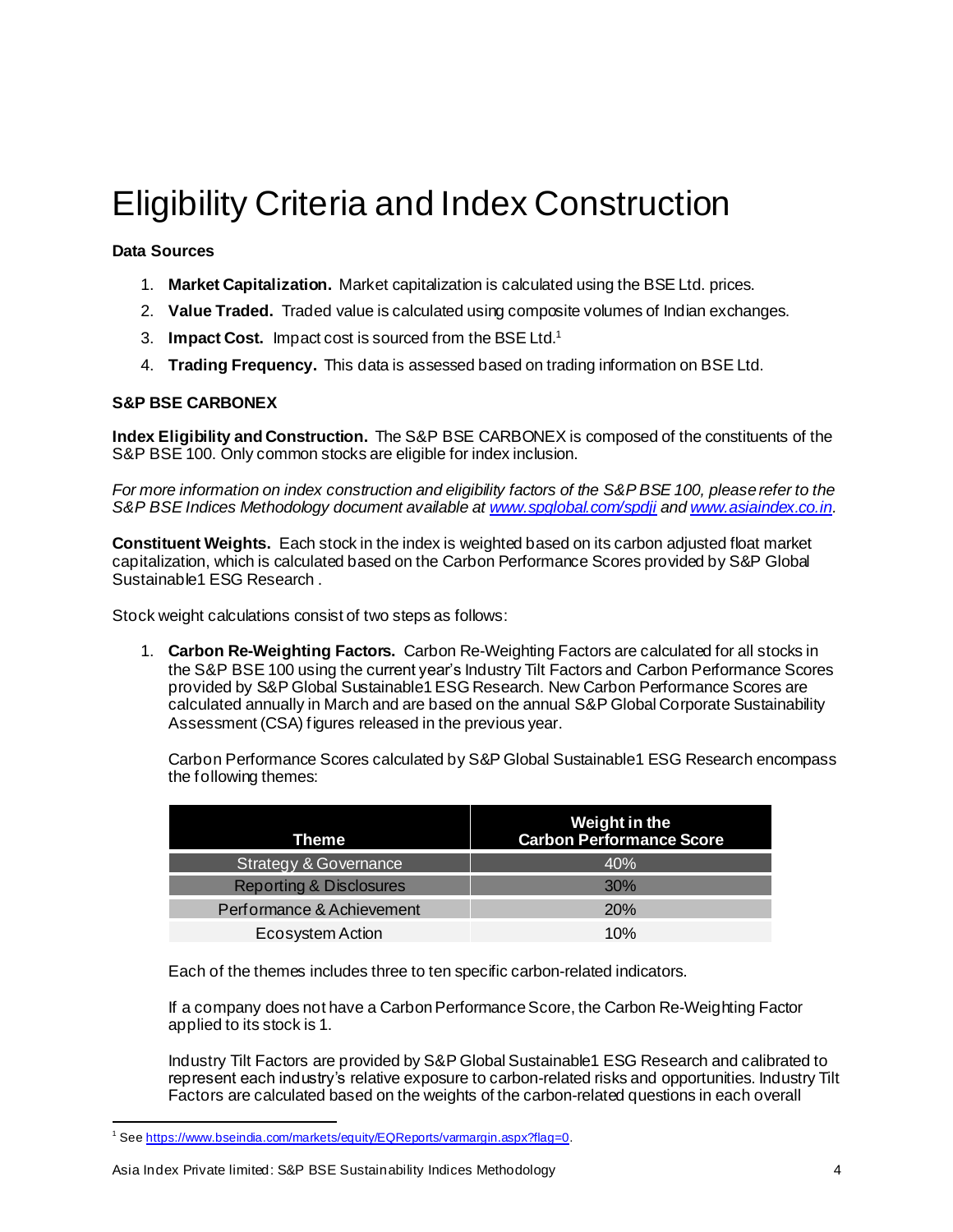# Eligibility Criteria and Index Construction

**Data Sources**

1. **Market Capitalization.** Market capitalization is calculated using the BSE Ltd. prices.
2. **Value Traded.** Traded value is calculated using composite volumes of Indian exchanges.
3. **Impact Cost.** Impact cost is sourced from the BSE Ltd.[1]
4. **Trading Frequency.** This data is assessed based on trading information on BSE Ltd.

**S&P BSE CARBONEX**

**Index Eligibility and Construction.** The S&P BSE CARBONEX is composed of the constituents of the S&P BSE 100. Only common stocks are eligible for index inclusion.

*For more information on index construction and eligibility factors of the S&P BSE 100, please refer to the S&P BSE Indices Methodology document available at [www.spglobal.com/spdji](www.spglobal.com/spdji) and [www.asiaindex.co.in](www.asiaindex.co.in).*

**Constituent Weights.** Each stock in the index is weighted based on its carbon adjusted float market capitalization, which is calculated based on the Carbon Performance Scores provided by S&P Global Sustainable1 ESG Research .

Stock weight calculations consist of two steps as follows:

1. **Carbon Re-Weighting Factors.** Carbon Re-Weighting Factors are calculated for all stocks in the S&P BSE 100 using the current year's Industry Tilt Factors and Carbon Performance Scores provided by S&P Global Sustainable1 ESG Research. New Carbon Performance Scores are calculated annually in March and are based on the annual S&P Global Corporate Sustainability Assessment (CSA) figures released in the previous year.

   Carbon Performance Scores calculated by S&P Global Sustainable1 ESG Research encompass the following themes:

   | Theme | Weight in the Carbon Performance Score |
   |---|---|
   | Strategy & Governance | 40% |
   | Reporting & Disclosures | 30% |
   | Performance & Achievement | 20% |
   | Ecosystem Action | 10% |

   Each of the themes includes three to ten specific carbon-related indicators.

   If a company does not have a Carbon Performance Score, the Carbon Re-Weighting Factor applied to its stock is 1.

   Industry Tilt Factors are provided by S&P Global Sustainable1 ESG Research and calibrated to represent each industry's relative exposure to carbon-related risks and opportunities. Industry Tilt Factors are calculated based on the weights of the carbon-related questions in each overall

[1] See [https://www.bseindia.com/markets/equity/EQReports/varmargin.aspx?flag=0](https://www.bseindia.com/markets/equity/EQReports/varmargin.aspx?flag=0).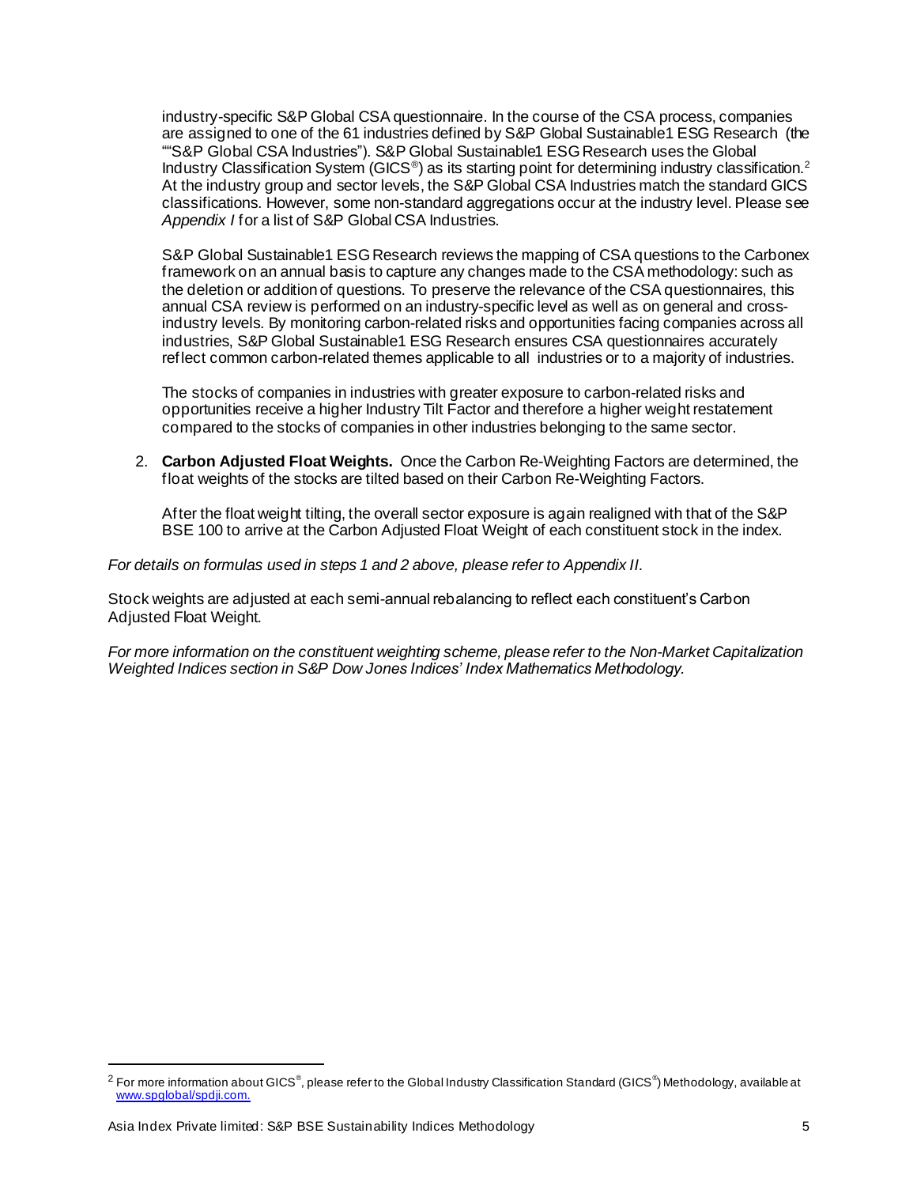industry-specific S&P Global CSA questionnaire. In the course of the CSA process, companies are assigned to one of the 61 industries defined by S&P Global Sustainable1 ESG Research (the ""S&P Global CSA Industries"). S&P Global Sustainable1 ESG Research uses the Global Industry Classification System (GICS®) as its starting point for determining industry classification.[2] At the industry group and sector levels, the S&P Global CSA Industries match the standard GICS classifications. However, some non-standard aggregations occur at the industry level. Please see *Appendix I* for a list of S&P Global CSA Industries.

S&P Global Sustainable1 ESG Research reviews the mapping of CSA questions to the Carbonex framework on an annual basis to capture any changes made to the CSA methodology: such as the deletion or addition of questions. To preserve the relevance of the CSA questionnaires, this annual CSA review is performed on an industry-specific level as well as on general and cross-industry levels. By monitoring carbon-related risks and opportunities facing companies across all industries, S&P Global Sustainable1 ESG Research ensures CSA questionnaires accurately reflect common carbon-related themes applicable to all industries or to a majority of industries.

The stocks of companies in industries with greater exposure to carbon-related risks and opportunities receive a higher Industry Tilt Factor and therefore a higher weight restatement compared to the stocks of companies in other industries belonging to the same sector.

2. **Carbon Adjusted Float Weights.** Once the Carbon Re-Weighting Factors are determined, the float weights of the stocks are tilted based on their Carbon Re-Weighting Factors.

   After the float weight tilting, the overall sector exposure is again realigned with that of the S&P BSE 100 to arrive at the Carbon Adjusted Float Weight of each constituent stock in the index.

*For details on formulas used in steps 1 and 2 above, please refer to Appendix II.*

Stock weights are adjusted at each semi-annual rebalancing to reflect each constituent's Carbon Adjusted Float Weight.

*For more information on the constituent weighting scheme, please refer to the Non-Market Capitalization Weighted Indices section in S&P Dow Jones Indices' Index Mathematics Methodology.*

---

[2] For more information about GICS®, please refer to the Global Industry Classification Standard (GICS®) Methodology, available at www.spglobal/spdji.com.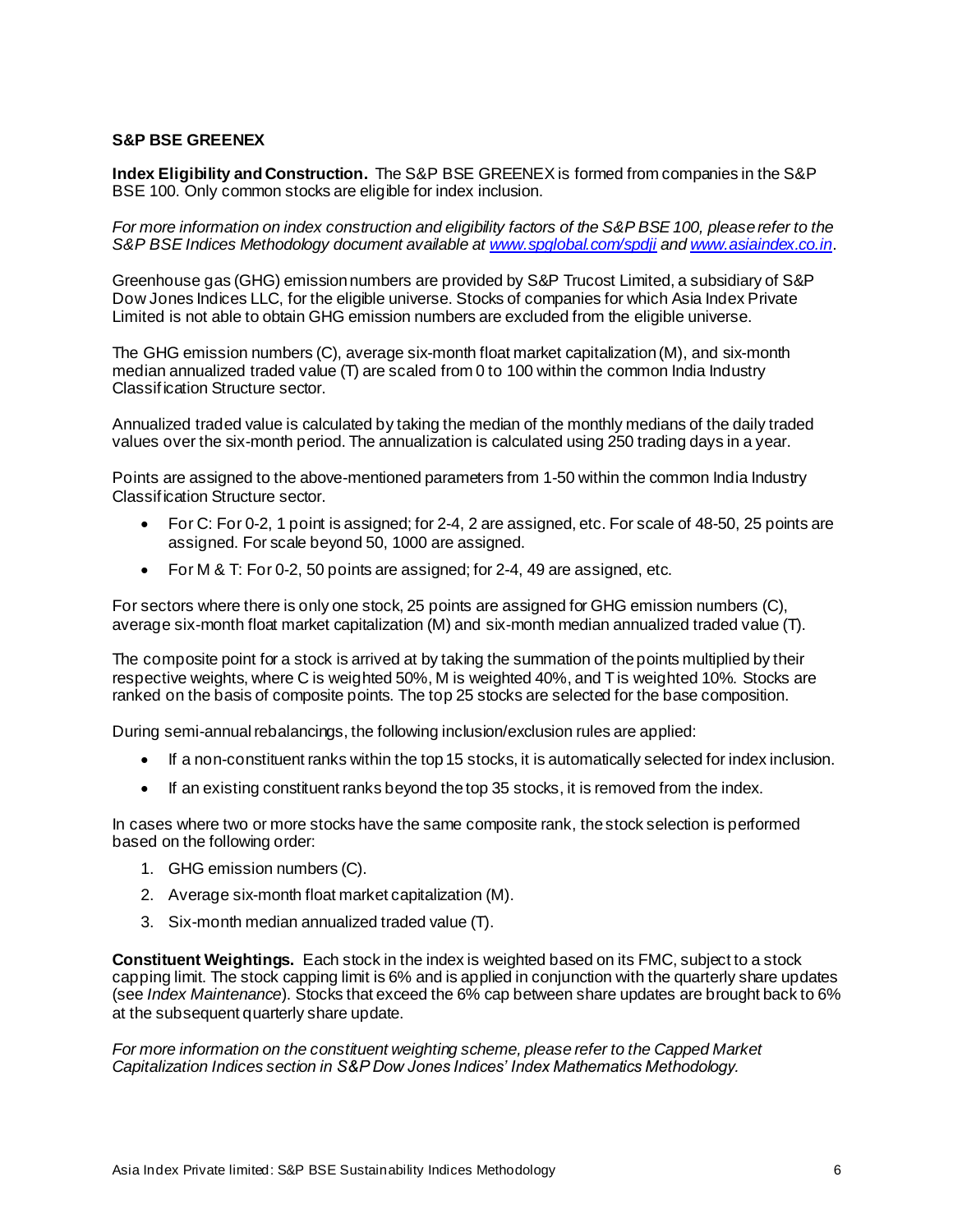## S&P BSE GREENEX

**Index Eligibility and Construction.** The S&P BSE GREENEX is formed from companies in the S&P BSE 100. Only common stocks are eligible for index inclusion.

*For more information on index construction and eligibility factors of the S&P BSE 100, please refer to the S&P BSE Indices Methodology document available at [www.spglobal.com/spdji](www.spglobal.com/spdji) and [www.asiaindex.co.in](www.asiaindex.co.in).*

Greenhouse gas (GHG) emission numbers are provided by S&P Trucost Limited, a subsidiary of S&P Dow Jones Indices LLC, for the eligible universe. Stocks of companies for which Asia Index Private Limited is not able to obtain GHG emission numbers are excluded from the eligible universe.

The GHG emission numbers (C), average six-month float market capitalization (M), and six-month median annualized traded value (T) are scaled from 0 to 100 within the common India Industry Classification Structure sector.

Annualized traded value is calculated by taking the median of the monthly medians of the daily traded values over the six-month period. The annualization is calculated using 250 trading days in a year.

Points are assigned to the above-mentioned parameters from 1-50 within the common India Industry Classification Structure sector.

- For C: For 0-2, 1 point is assigned; for 2-4, 2 are assigned, etc. For scale of 48-50, 25 points are assigned. For scale beyond 50, 1000 are assigned.
- For M & T: For 0-2, 50 points are assigned; for 2-4, 49 are assigned, etc.

For sectors where there is only one stock, 25 points are assigned for GHG emission numbers (C), average six-month float market capitalization (M) and six-month median annualized traded value (T).

The composite point for a stock is arrived at by taking the summation of the points multiplied by their respective weights, where C is weighted 50%, M is weighted 40%, and T is weighted 10%. Stocks are ranked on the basis of composite points. The top 25 stocks are selected for the base composition.

During semi-annual rebalancings, the following inclusion/exclusion rules are applied:

- If a non-constituent ranks within the top 15 stocks, it is automatically selected for index inclusion.
- If an existing constituent ranks beyond the top 35 stocks, it is removed from the index.

In cases where two or more stocks have the same composite rank, the stock selection is performed based on the following order:

1. GHG emission numbers (C).
2. Average six-month float market capitalization (M).
3. Six-month median annualized traded value (T).

**Constituent Weightings.** Each stock in the index is weighted based on its FMC, subject to a stock capping limit. The stock capping limit is 6% and is applied in conjunction with the quarterly share updates (see *Index Maintenance*). Stocks that exceed the 6% cap between share updates are brought back to 6% at the subsequent quarterly share update.

*For more information on the constituent weighting scheme, please refer to the Capped Market Capitalization Indices section in S&P Dow Jones Indices' Index Mathematics Methodology.*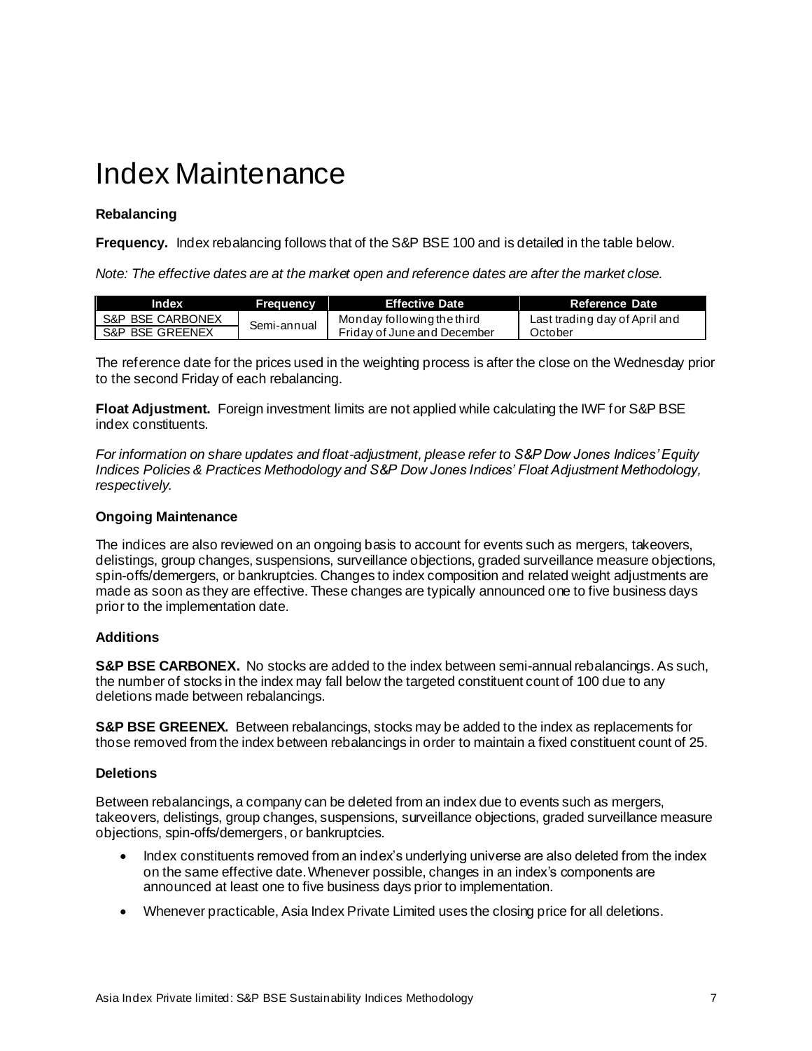# Index Maintenance

### Rebalancing

**Frequency.** Index rebalancing follows that of the S&P BSE 100 and is detailed in the table below.

*Note: The effective dates are at the market open and reference dates are after the market close.*

| Index | Frequency | Effective Date | Reference Date |
|---|---|---|---|
| S&P BSE CARBONEX<br>S&P BSE GREENEX | Semi-annual | Monday following the third Friday of June and December | Last trading day of April and October |

The reference date for the prices used in the weighting process is after the close on the Wednesday prior to the second Friday of each rebalancing.

**Float Adjustment.** Foreign investment limits are not applied while calculating the IWF for S&P BSE index constituents.

*For information on share updates and float-adjustment, please refer to S&P Dow Jones Indices' Equity Indices Policies & Practices Methodology and S&P Dow Jones Indices' Float Adjustment Methodology, respectively.*

### Ongoing Maintenance

The indices are also reviewed on an ongoing basis to account for events such as mergers, takeovers, delistings, group changes, suspensions, surveillance objections, graded surveillance measure objections, spin-offs/demergers, or bankruptcies. Changes to index composition and related weight adjustments are made as soon as they are effective. These changes are typically announced one to five business days prior to the implementation date.

### Additions

**S&P BSE CARBONEX.** No stocks are added to the index between semi-annual rebalancings. As such, the number of stocks in the index may fall below the targeted constituent count of 100 due to any deletions made between rebalancings.

**S&P BSE GREENEX.** Between rebalancings, stocks may be added to the index as replacements for those removed from the index between rebalancings in order to maintain a fixed constituent count of 25.

### Deletions

Between rebalancings, a company can be deleted from an index due to events such as mergers, takeovers, delistings, group changes, suspensions, surveillance objections, graded surveillance measure objections, spin-offs/demergers, or bankruptcies.

- Index constituents removed from an index's underlying universe are also deleted from the index on the same effective date. Whenever possible, changes in an index's components are announced at least one to five business days prior to implementation.
- Whenever practicable, Asia Index Private Limited uses the closing price for all deletions.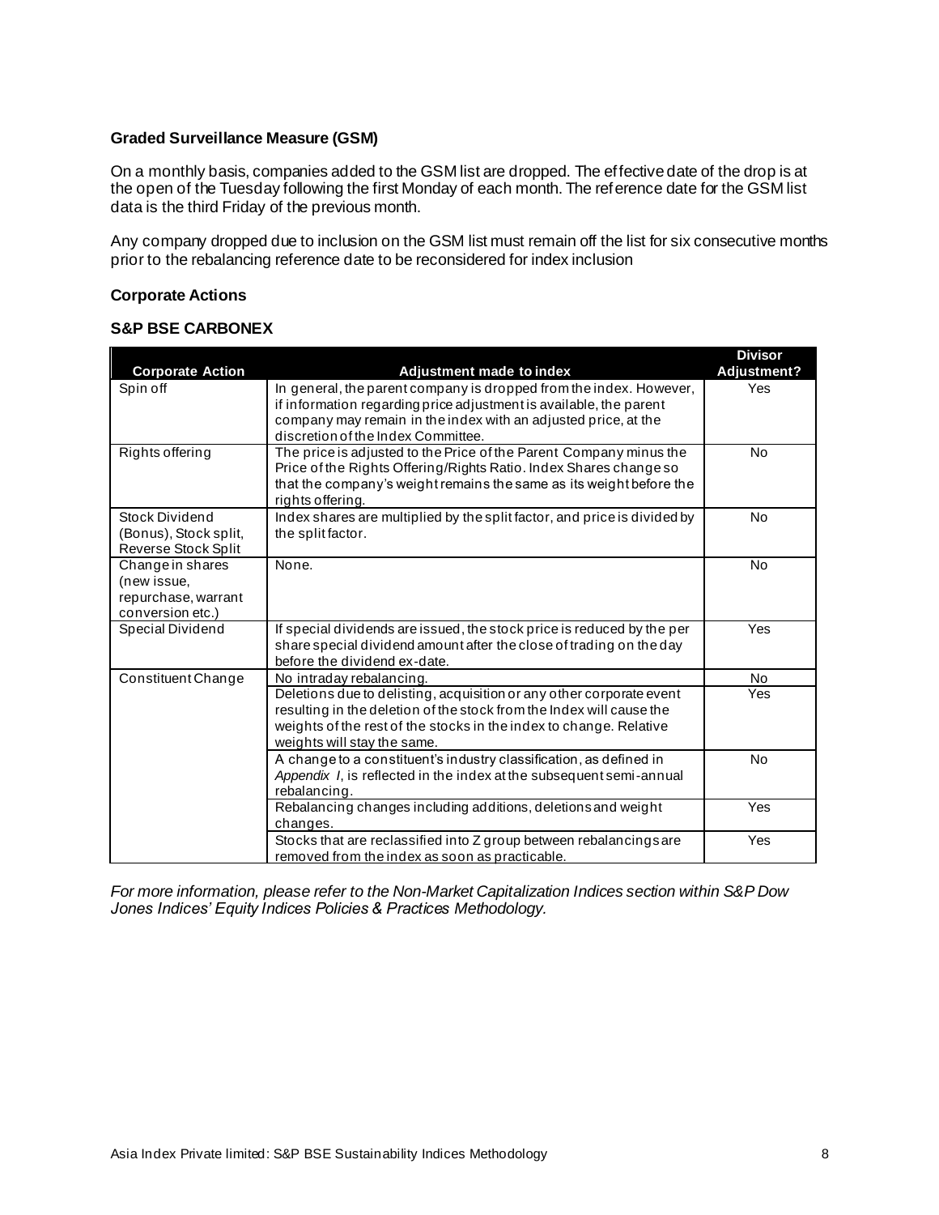### Graded Surveillance Measure (GSM)

On a monthly basis, companies added to the GSM list are dropped. The effective date of the drop is at the open of the Tuesday following the first Monday of each month. The reference date for the GSM list data is the third Friday of the previous month.

Any company dropped due to inclusion on the GSM list must remain off the list for six consecutive months prior to the rebalancing reference date to be reconsidered for index inclusion

### Corporate Actions

### S&P BSE CARBONEX

| Corporate Action | Adjustment made to index | Divisor Adjustment? |
|---|---|---|
| Spin off | In general, the parent company is dropped from the index. However, if information regarding price adjustment is available, the parent company may remain in the index with an adjusted price, at the discretion of the Index Committee. | Yes |
| Rights offering | The price is adjusted to the Price of the Parent Company minus the Price of the Rights Offering/Rights Ratio. Index Shares change so that the company's weight remains the same as its weight before the rights offering. | No |
| Stock Dividend (Bonus), Stock split, Reverse Stock Split | Index shares are multiplied by the split factor, and price is divided by the split factor. | No |
| Change in shares (new issue, repurchase, warrant conversion etc.) | None. | No |
| Special Dividend | If special dividends are issued, the stock price is reduced by the per share special dividend amount after the close of trading on the day before the dividend ex-date. | Yes |
| Constituent Change | No intraday rebalancing. | No |
| | Deletions due to delisting, acquisition or any other corporate event resulting in the deletion of the stock from the Index will cause the weights of the rest of the stocks in the index to change. Relative weights will stay the same. | Yes |
| | A change to a constituent's industry classification, as defined in *Appendix I*, is reflected in the index at the subsequent semi-annual rebalancing. | No |
| | Rebalancing changes including additions, deletions and weight changes. | Yes |
| | Stocks that are reclassified into Z group between rebalancings are removed from the index as soon as practicable. | Yes |

*For more information, please refer to the Non-Market Capitalization Indices section within S&P Dow Jones Indices' Equity Indices Policies & Practices Methodology.*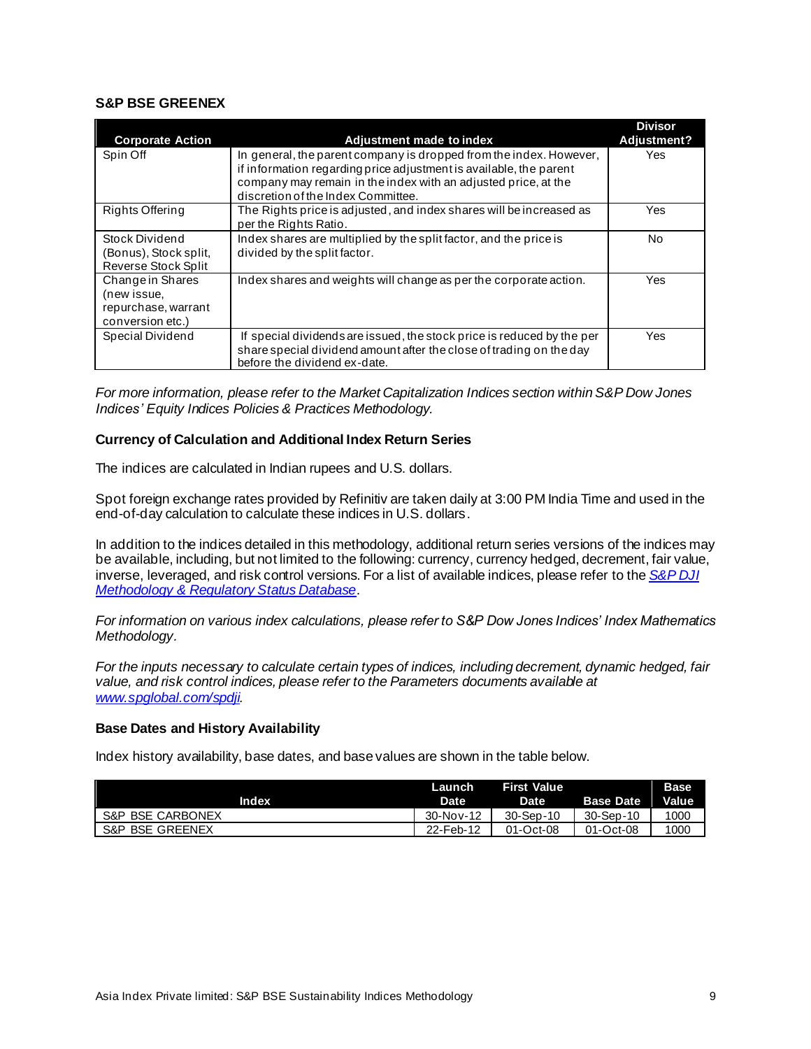### S&P BSE GREENEX

| Corporate Action | Adjustment made to index | Divisor Adjustment? |
|---|---|---|
| Spin Off | In general, the parent company is dropped from the index. However, if information regarding price adjustment is available, the parent company may remain in the index with an adjusted price, at the discretion of the Index Committee. | Yes |
| Rights Offering | The Rights price is adjusted, and index shares will be increased as per the Rights Ratio. | Yes |
| Stock Dividend (Bonus), Stock split, Reverse Stock Split | Index shares are multiplied by the split factor, and the price is divided by the split factor. | No |
| Change in Shares (new issue, repurchase, warrant conversion etc.) | Index shares and weights will change as per the corporate action. | Yes |
| Special Dividend | If special dividends are issued, the stock price is reduced by the per share special dividend amount after the close of trading on the day before the dividend ex-date. | Yes |

*For more information, please refer to the Market Capitalization Indices section within S&P Dow Jones Indices' Equity Indices Policies & Practices Methodology.*

### Currency of Calculation and Additional Index Return Series

The indices are calculated in Indian rupees and U.S. dollars.

Spot foreign exchange rates provided by Refinitiv are taken daily at 3:00 PM India Time and used in the end-of-day calculation to calculate these indices in U.S. dollars.

In addition to the indices detailed in this methodology, additional return series versions of the indices may be available, including, but not limited to the following: currency, currency hedged, decrement, fair value, inverse, leveraged, and risk control versions. For a list of available indices, please refer to the [S&P DJI Methodology & Regulatory Status Database](#).

*For information on various index calculations, please refer to S&P Dow Jones Indices' Index Mathematics Methodology.*

*For the inputs necessary to calculate certain types of indices, including decrement, dynamic hedged, fair value, and risk control indices, please refer to the Parameters documents available at [www.spglobal.com/spdji](http://www.spglobal.com/spdji).*

### Base Dates and History Availability

Index history availability, base dates, and base values are shown in the table below.

| Index | Launch Date | First Value Date | Base Date | Base Value |
|---|---|---|---|---|
| S&P BSE CARBONEX | 30-Nov-12 | 30-Sep-10 | 30-Sep-10 | 1000 |
| S&P BSE GREENEX | 22-Feb-12 | 01-Oct-08 | 01-Oct-08 | 1000 |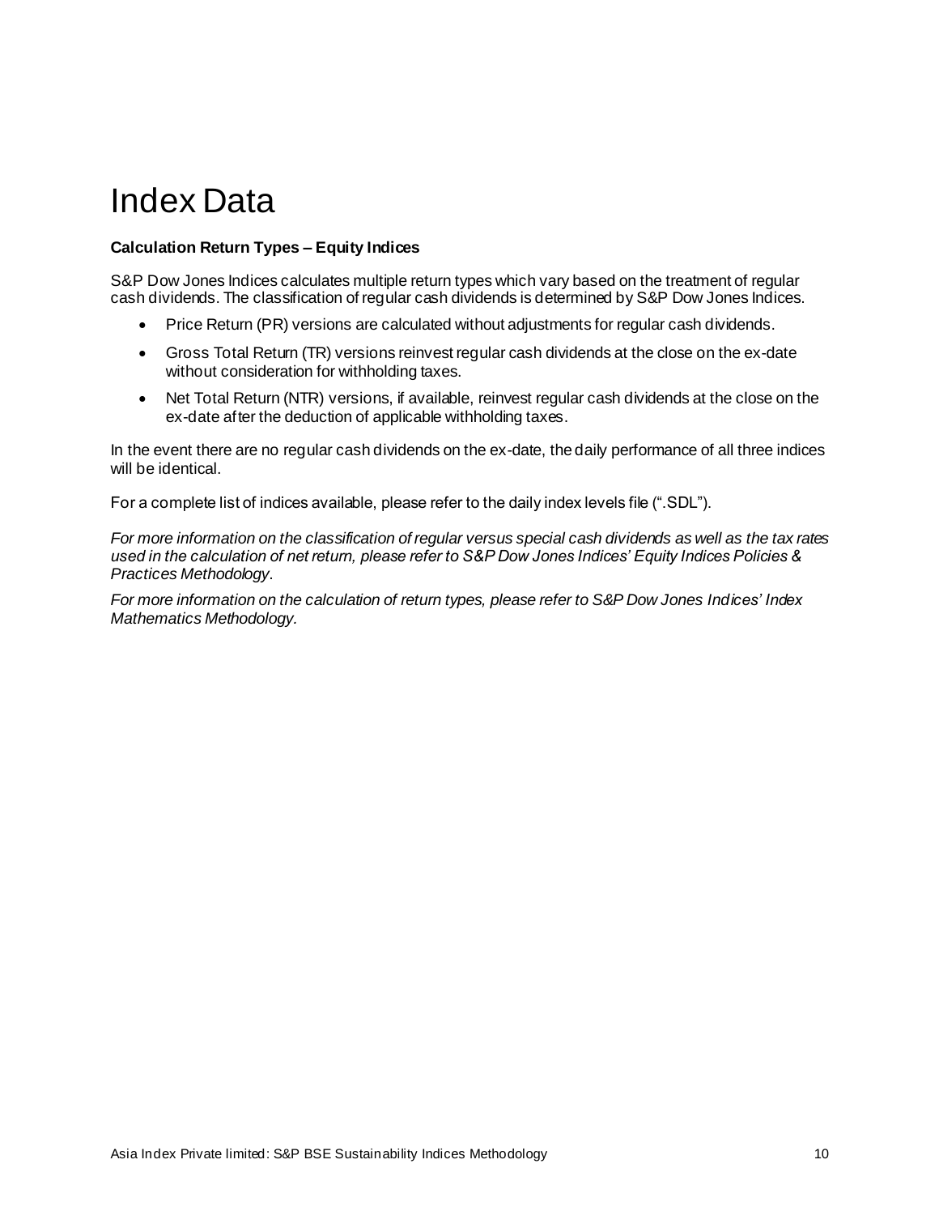# Index Data

**Calculation Return Types – Equity Indices**

S&P Dow Jones Indices calculates multiple return types which vary based on the treatment of regular cash dividends. The classification of regular cash dividends is determined by S&P Dow Jones Indices.

- Price Return (PR) versions are calculated without adjustments for regular cash dividends.
- Gross Total Return (TR) versions reinvest regular cash dividends at the close on the ex-date without consideration for withholding taxes.
- Net Total Return (NTR) versions, if available, reinvest regular cash dividends at the close on the ex-date after the deduction of applicable withholding taxes.

In the event there are no regular cash dividends on the ex-date, the daily performance of all three indices will be identical.

For a complete list of indices available, please refer to the daily index levels file (".SDL").

*For more information on the classification of regular versus special cash dividends as well as the tax rates used in the calculation of net return, please refer to S&P Dow Jones Indices' Equity Indices Policies & Practices Methodology.*

*For more information on the calculation of return types, please refer to S&P Dow Jones Indices' Index Mathematics Methodology.*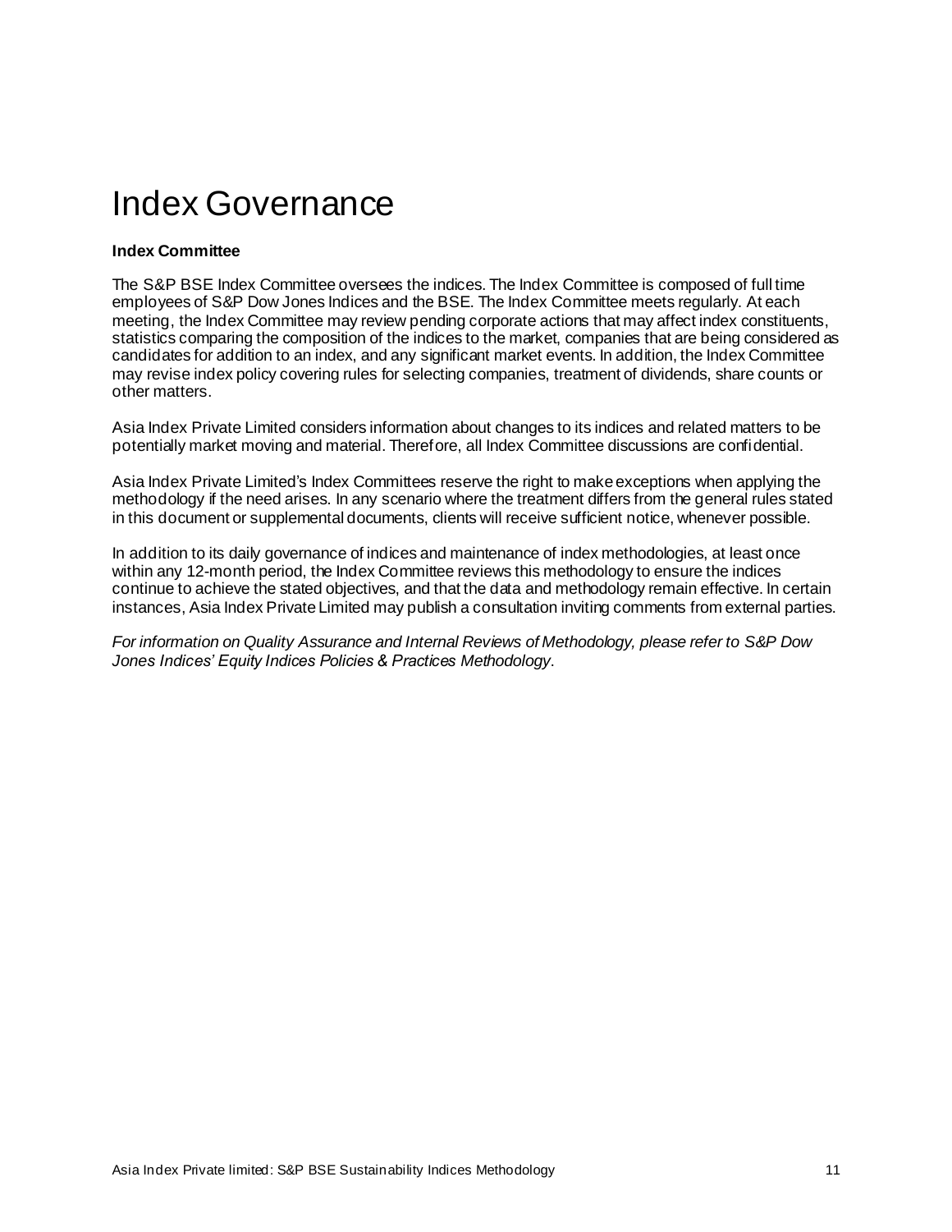# Index Governance

**Index Committee**

The S&P BSE Index Committee oversees the indices. The Index Committee is composed of full time employees of S&P Dow Jones Indices and the BSE. The Index Committee meets regularly. At each meeting, the Index Committee may review pending corporate actions that may affect index constituents, statistics comparing the composition of the indices to the market, companies that are being considered as candidates for addition to an index, and any significant market events. In addition, the Index Committee may revise index policy covering rules for selecting companies, treatment of dividends, share counts or other matters.

Asia Index Private Limited considers information about changes to its indices and related matters to be potentially market moving and material. Therefore, all Index Committee discussions are confidential.

Asia Index Private Limited's Index Committees reserve the right to make exceptions when applying the methodology if the need arises. In any scenario where the treatment differs from the general rules stated in this document or supplemental documents, clients will receive sufficient notice, whenever possible.

In addition to its daily governance of indices and maintenance of index methodologies, at least once within any 12-month period, the Index Committee reviews this methodology to ensure the indices continue to achieve the stated objectives, and that the data and methodology remain effective. In certain instances, Asia Index Private Limited may publish a consultation inviting comments from external parties.

*For information on Quality Assurance and Internal Reviews of Methodology, please refer to S&P Dow Jones Indices' Equity Indices Policies & Practices Methodology*.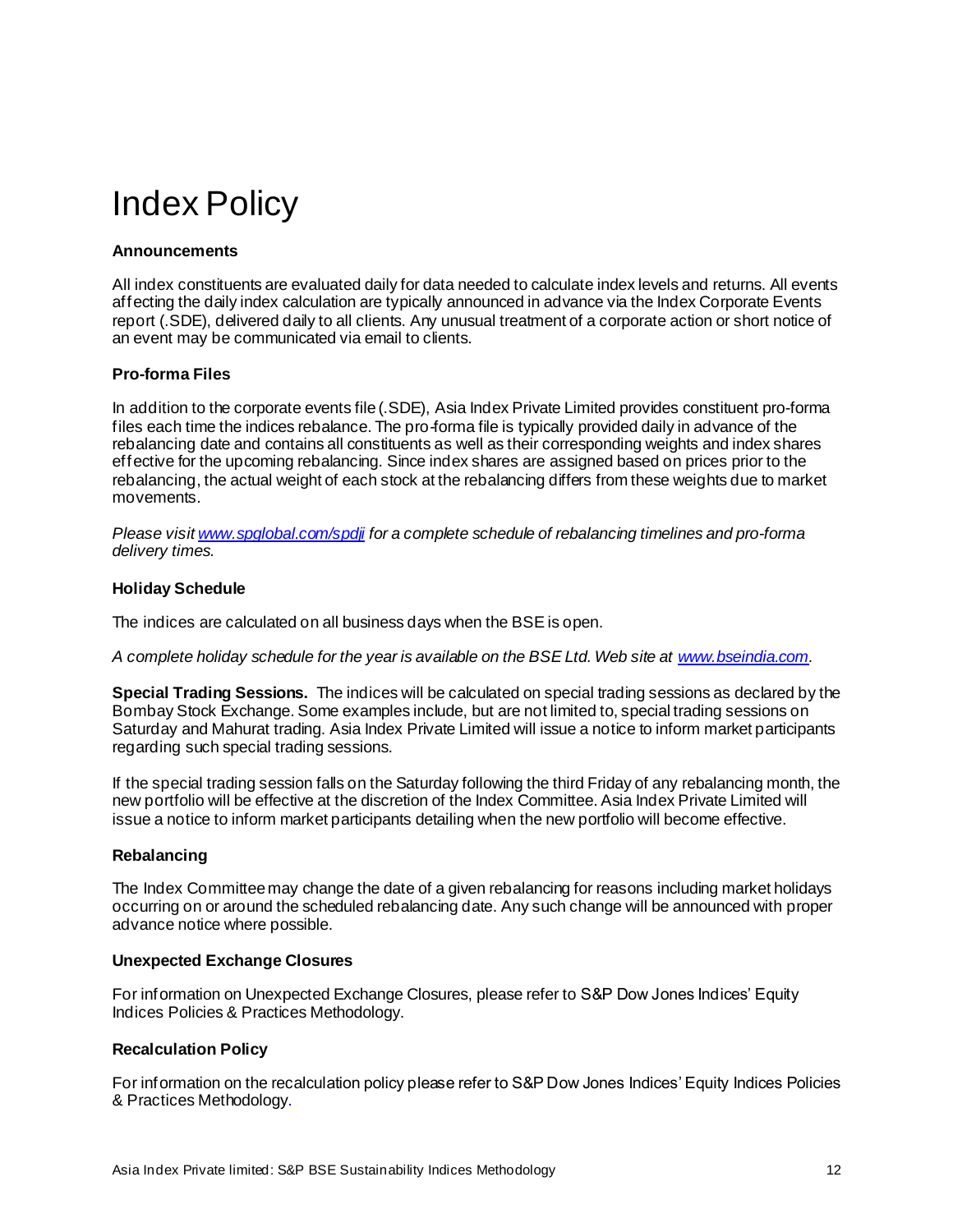# Index Policy

### Announcements

All index constituents are evaluated daily for data needed to calculate index levels and returns. All events affecting the daily index calculation are typically announced in advance via the Index Corporate Events report (.SDE), delivered daily to all clients. Any unusual treatment of a corporate action or short notice of an event may be communicated via email to clients.

### Pro-forma Files

In addition to the corporate events file (.SDE), Asia Index Private Limited provides constituent pro-forma files each time the indices rebalance. The pro-forma file is typically provided daily in advance of the rebalancing date and contains all constituents as well as their corresponding weights and index shares effective for the upcoming rebalancing. Since index shares are assigned based on prices prior to the rebalancing, the actual weight of each stock at the rebalancing differs from these weights due to market movements.

*Please visit [www.spglobal.com/spdji](www.spglobal.com/spdji) for a complete schedule of rebalancing timelines and pro-forma delivery times.*

### Holiday Schedule

The indices are calculated on all business days when the BSE is open.

*A complete holiday schedule for the year is available on the BSE Ltd. Web site at [www.bseindia.com](www.bseindia.com).*

**Special Trading Sessions.** The indices will be calculated on special trading sessions as declared by the Bombay Stock Exchange. Some examples include, but are not limited to, special trading sessions on Saturday and Mahurat trading. Asia Index Private Limited will issue a notice to inform market participants regarding such special trading sessions.

If the special trading session falls on the Saturday following the third Friday of any rebalancing month, the new portfolio will be effective at the discretion of the Index Committee. Asia Index Private Limited will issue a notice to inform market participants detailing when the new portfolio will become effective.

### Rebalancing

The Index Committee may change the date of a given rebalancing for reasons including market holidays occurring on or around the scheduled rebalancing date. Any such change will be announced with proper advance notice where possible.

### Unexpected Exchange Closures

For information on Unexpected Exchange Closures, please refer to S&P Dow Jones Indices' Equity Indices Policies & Practices Methodology.

### Recalculation Policy

For information on the recalculation policy please refer to S&P Dow Jones Indices' Equity Indices Policies & Practices Methodology.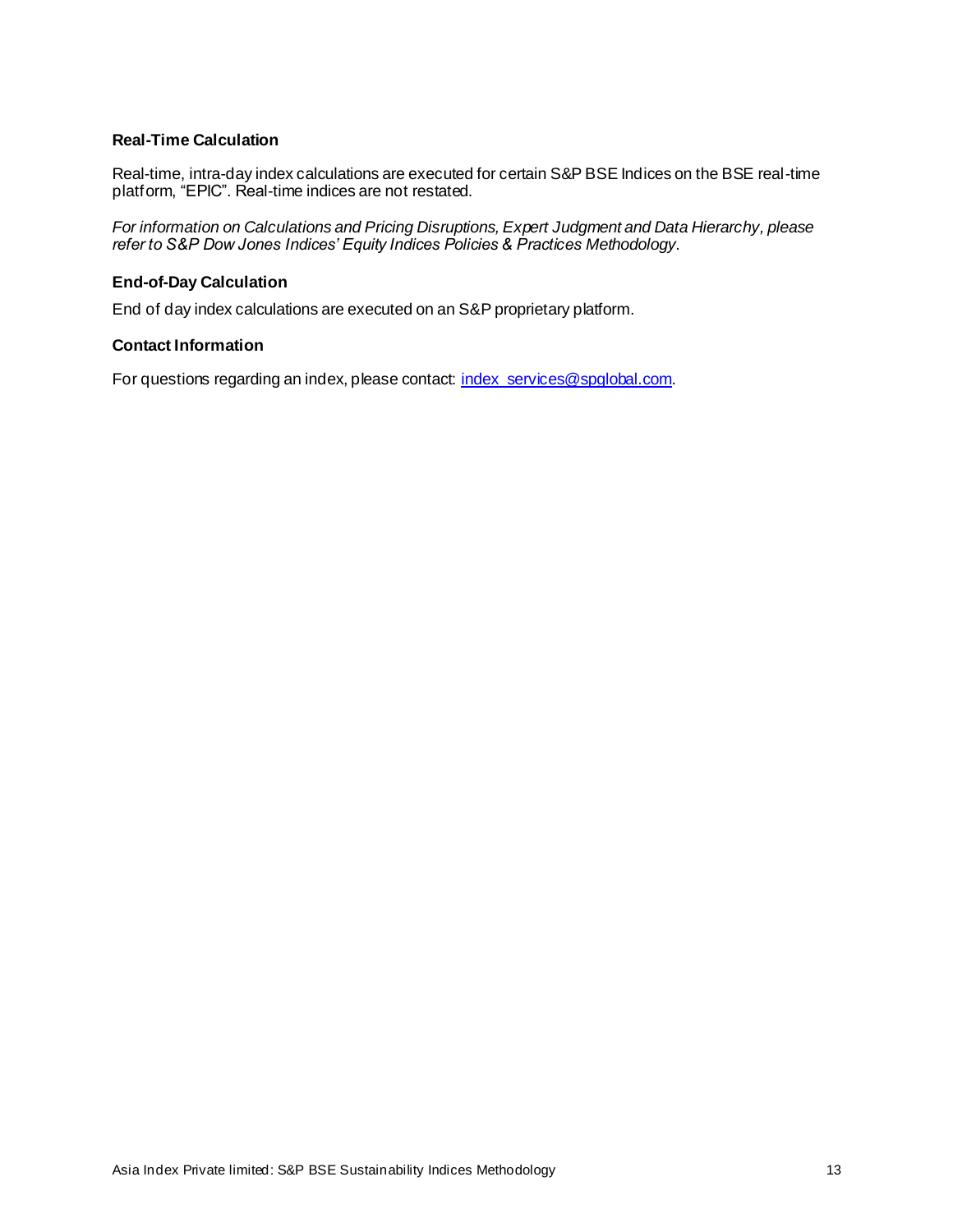### Real-Time Calculation

Real-time, intra-day index calculations are executed for certain S&P BSE Indices on the BSE real-time platform, "EPIC". Real-time indices are not restated.

*For information on Calculations and Pricing Disruptions, Expert Judgment and Data Hierarchy, please refer to S&P Dow Jones Indices' Equity Indices Policies & Practices Methodology.*

### End-of-Day Calculation

End of day index calculations are executed on an S&P proprietary platform.

### Contact Information

For questions regarding an index, please contact: index_services@spglobal.com.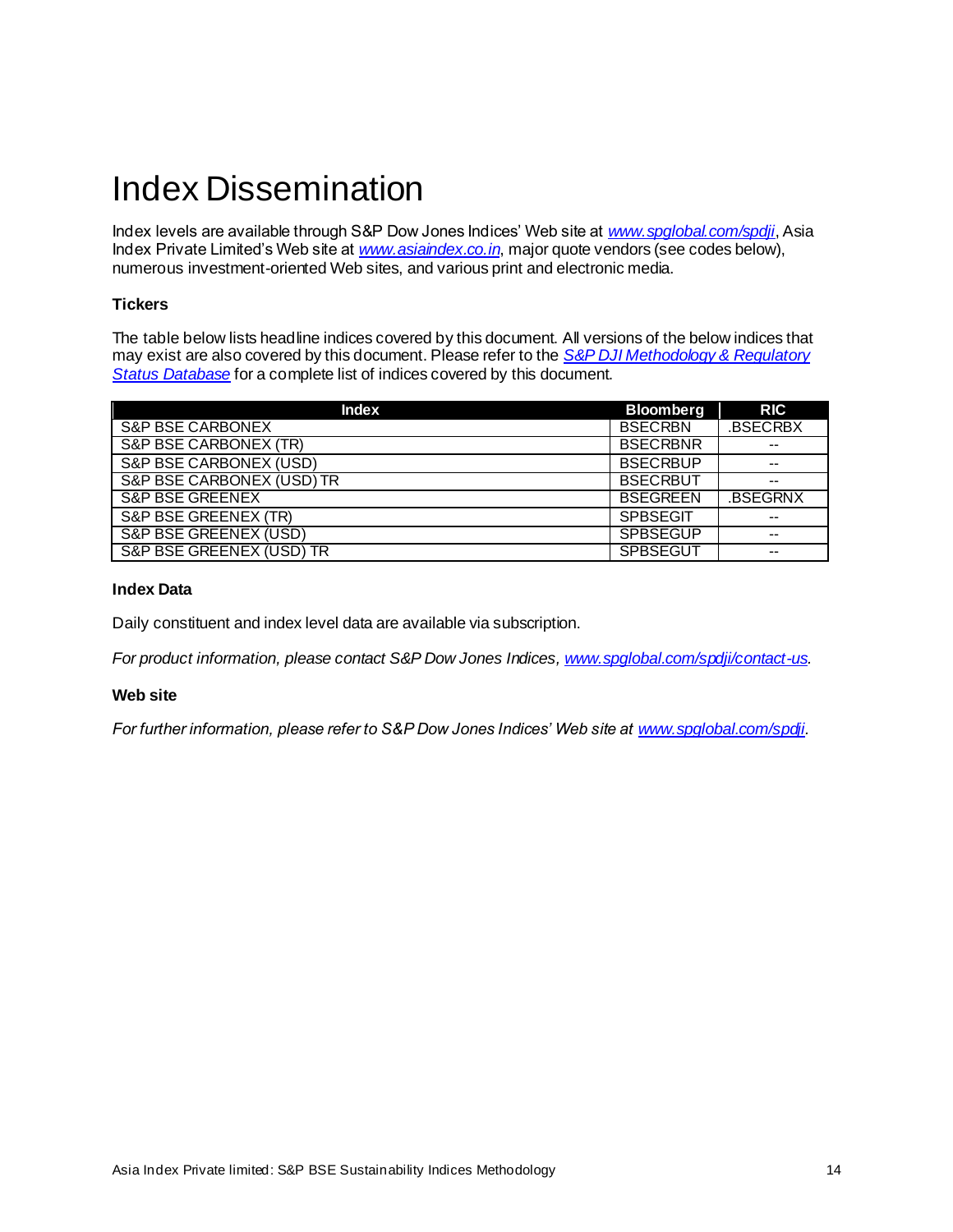# Index Dissemination

Index levels are available through S&P Dow Jones Indices' Web site at *www.spglobal.com/spdji*, Asia Index Private Limited's Web site at *www.asiaindex.co.in*, major quote vendors (see codes below), numerous investment-oriented Web sites, and various print and electronic media.

### Tickers

The table below lists headline indices covered by this document. All versions of the below indices that may exist are also covered by this document. Please refer to the *S&P DJI Methodology & Regulatory Status Database* for a complete list of indices covered by this document.

| Index | Bloomberg | RIC |
|---|---|---|
| S&P BSE CARBONEX | BSECRBN | .BSECRBX |
| S&P BSE CARBONEX (TR) | BSECRBNR | -- |
| S&P BSE CARBONEX (USD) | BSECRBUP | -- |
| S&P BSE CARBONEX (USD) TR | BSECRBUT | -- |
| S&P BSE GREENEX | BSEGREEN | .BSEGRNX |
| S&P BSE GREENEX (TR) | SPBSEGIT | -- |
| S&P BSE GREENEX (USD) | SPBSEGUP | -- |
| S&P BSE GREENEX (USD) TR | SPBSEGUT | -- |

### Index Data

Daily constituent and index level data are available via subscription.

*For product information, please contact S&P Dow Jones Indices, www.spglobal.com/spdji/contact-us.*

### Web site

*For further information, please refer to S&P Dow Jones Indices' Web site at www.spglobal.com/spdji.*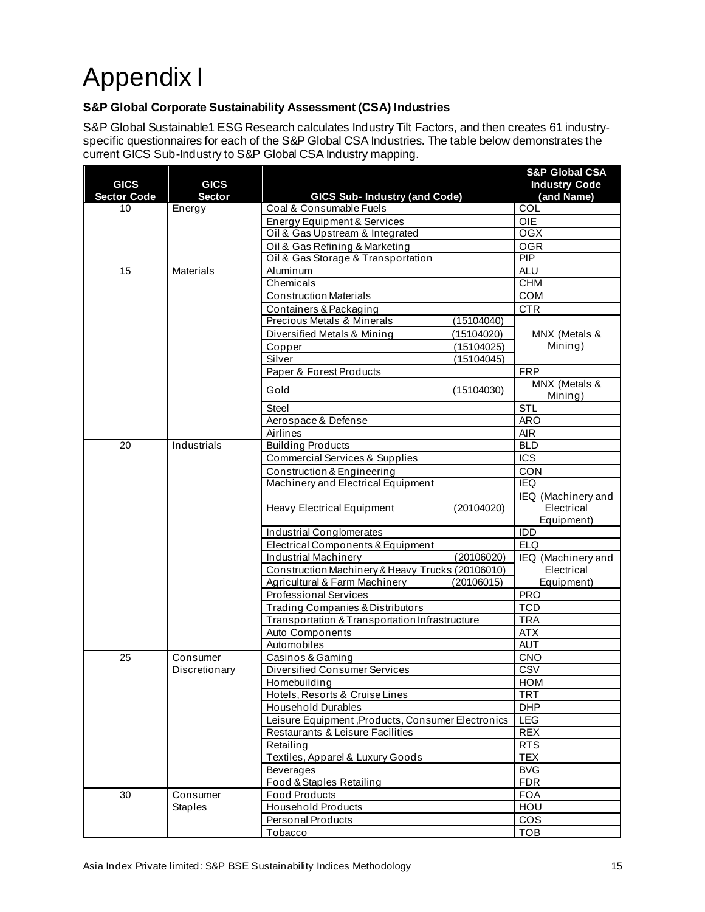# Appendix I

**S&P Global Corporate Sustainability Assessment (CSA) Industries**

S&P Global Sustainable1 ESG Research calculates Industry Tilt Factors, and then creates 61 industry-specific questionnaires for each of the S&P Global CSA Industries. The table below demonstrates the current GICS Sub-Industry to S&P Global CSA Industry mapping.

| GICS Sector Code | GICS Sector | GICS Sub- Industry (and Code) | S&P Global CSA Industry Code (and Name) |
|---|---|---|---|
| 10 | Energy | Coal & Consumable Fuels | COL |
| | | Energy Equipment & Services | OIE |
| | | Oil & Gas Upstream & Integrated | OGX |
| | | Oil & Gas Refining & Marketing | OGR |
| | | Oil & Gas Storage & Transportation | PIP |
| 15 | Materials | Aluminum | ALU |
| | | Chemicals | CHM |
| | | Construction Materials | COM |
| | | Containers & Packaging | CTR |
| | | Precious Metals & Minerals (15104040) | MNX (Metals & Mining) |
| | | Diversified Metals & Mining (15104020) | MNX (Metals & Mining) |
| | | Copper (15104025) | MNX (Metals & Mining) |
| | | Silver (15104045) | MNX (Metals & Mining) |
| | | Paper & Forest Products | FRP |
| | | Gold (15104030) | MNX (Metals & Mining) |
| | | Steel | STL |
| | | Aerospace & Defense | ARO |
| | | Airlines | AIR |
| 20 | Industrials | Building Products | BLD |
| | | Commercial Services & Supplies | ICS |
| | | Construction & Engineering | CON |
| | | Machinery and Electrical Equipment | IEQ |
| | | Heavy Electrical Equipment (20104020) | IEQ (Machinery and Electrical Equipment) |
| | | Industrial Conglomerates | IDD |
| | | Electrical Components & Equipment | ELQ |
| | | Industrial Machinery (20106020) | IEQ (Machinery and Electrical Equipment) |
| | | Construction Machinery & Heavy Trucks (20106010) | IEQ (Machinery and Electrical Equipment) |
| | | Agricultural & Farm Machinery (20106015) | IEQ (Machinery and Electrical Equipment) |
| | | Professional Services | PRO |
| | | Trading Companies & Distributors | TCD |
| | | Transportation & Transportation Infrastructure | TRA |
| | | Auto Components | ATX |
| | | Automobiles | AUT |
| 25 | Consumer Discretionary | Casinos & Gaming | CNO |
| | | Diversified Consumer Services | CSV |
| | | Homebuilding | HOM |
| | | Hotels, Resorts & Cruise Lines | TRT |
| | | Household Durables | DHP |
| | | Leisure Equipment ,Products, Consumer Electronics | LEG |
| | | Restaurants & Leisure Facilities | REX |
| | | Retailing | RTS |
| | | Textiles, Apparel & Luxury Goods | TEX |
| | | Beverages | BVG |
| | | Food & Staples Retailing | FDR |
| 30 | Consumer Staples | Food Products | FOA |
| | | Household Products | HOU |
| | | Personal Products | COS |
| | | Tobacco | TOB |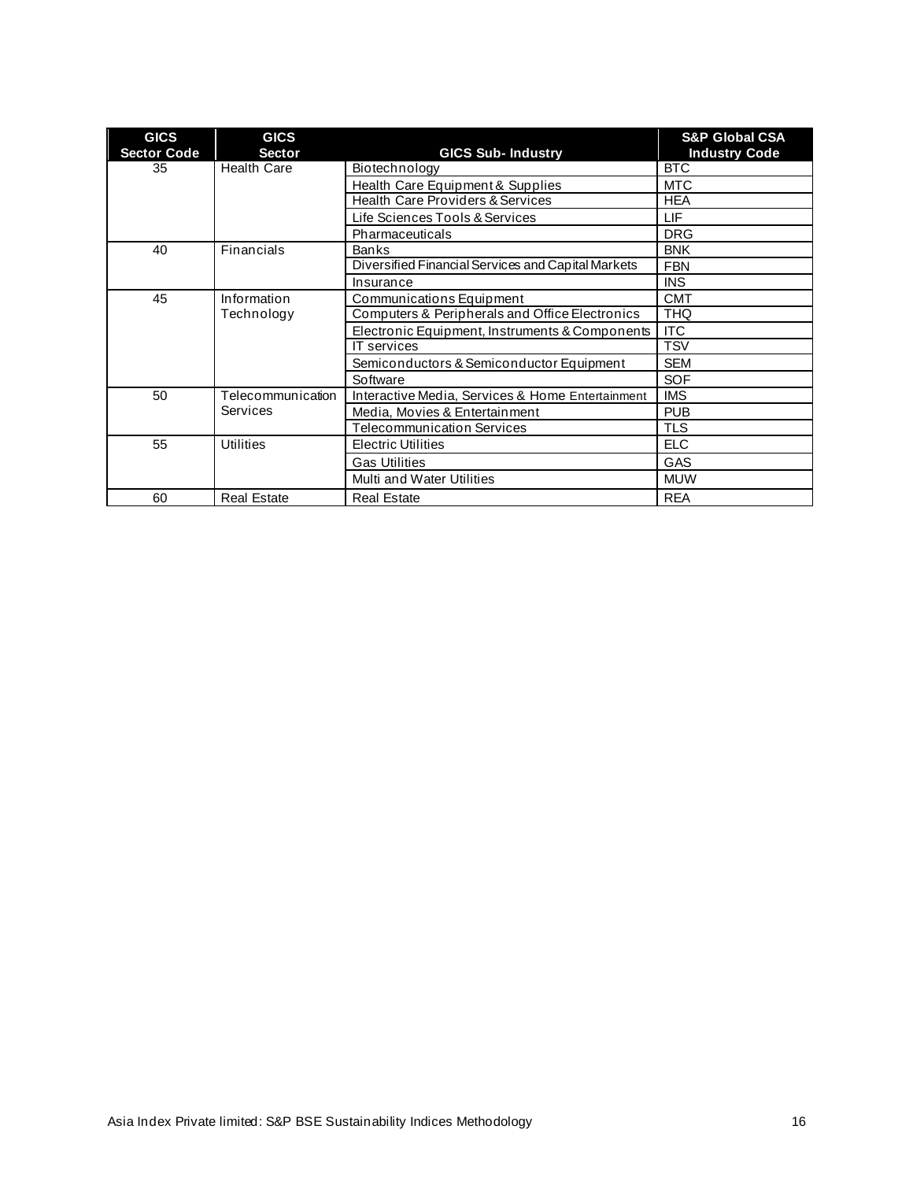| GICS Sector Code | GICS Sector | GICS Sub- Industry | S&P Global CSA Industry Code |
|---|---|---|---|
| 35 | Health Care | Biotechnology | BTC |
| | | Health Care Equipment & Supplies | MTC |
| | | Health Care Providers & Services | HEA |
| | | Life Sciences Tools & Services | LIF |
| | | Pharmaceuticals | DRG |
| 40 | Financials | Banks | BNK |
| | | Diversified Financial Services and Capital Markets | FBN |
| | | Insurance | INS |
| 45 | Information Technology | Communications Equipment | CMT |
| | | Computers & Peripherals and Office Electronics | THQ |
| | | Electronic Equipment, Instruments & Components | ITC |
| | | IT services | TSV |
| | | Semiconductors & Semiconductor Equipment | SEM |
| | | Software | SOF |
| 50 | Telecommunication Services | Interactive Media, Services & Home Entertainment | IMS |
| | | Media, Movies & Entertainment | PUB |
| | | Telecommunication Services | TLS |
| 55 | Utilities | Electric Utilities | ELC |
| | | Gas Utilities | GAS |
| | | Multi and Water Utilities | MUW |
| 60 | Real Estate | Real Estate | REA |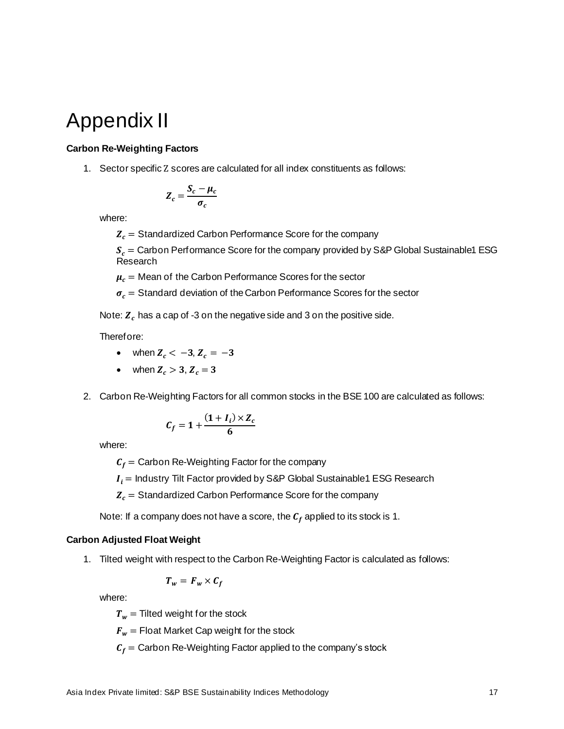# Appendix II

**Carbon Re-Weighting Factors**

1. Sector specific Z scores are calculated for all index constituents as follows:

$$Z_c = \frac{S_c - \mu_c}{\sigma_c}$$

where:

$Z_c$ = Standardized Carbon Performance Score for the company

$S_c$ = Carbon Performance Score for the company provided by S&P Global Sustainable1 ESG Research

$\mu_c$ = Mean of the Carbon Performance Scores for the sector

$\sigma_c$ = Standard deviation of the Carbon Performance Scores for the sector

Note: $Z_c$ has a cap of -3 on the negative side and 3 on the positive side.

Therefore:

- when $Z_c < -3$, $Z_c = -3$
- when $Z_c > 3$, $Z_c = 3$

2. Carbon Re-Weighting Factors for all common stocks in the BSE 100 are calculated as follows:

$$C_f = 1 + \frac{(1 + I_i) \times Z_c}{6}$$

where:

$C_f$ = Carbon Re-Weighting Factor for the company

$I_i$ = Industry Tilt Factor provided by S&P Global Sustainable1 ESG Research

$Z_c$ = Standardized Carbon Performance Score for the company

Note: If a company does not have a score, the $C_f$ applied to its stock is 1.

**Carbon Adjusted Float Weight**

1. Tilted weight with respect to the Carbon Re-Weighting Factor is calculated as follows:

$$T_w = F_w \times C_f$$

where:

$T_w$ = Tilted weight for the stock

$F_w$ = Float Market Cap weight for the stock

$C_f$ = Carbon Re-Weighting Factor applied to the company's stock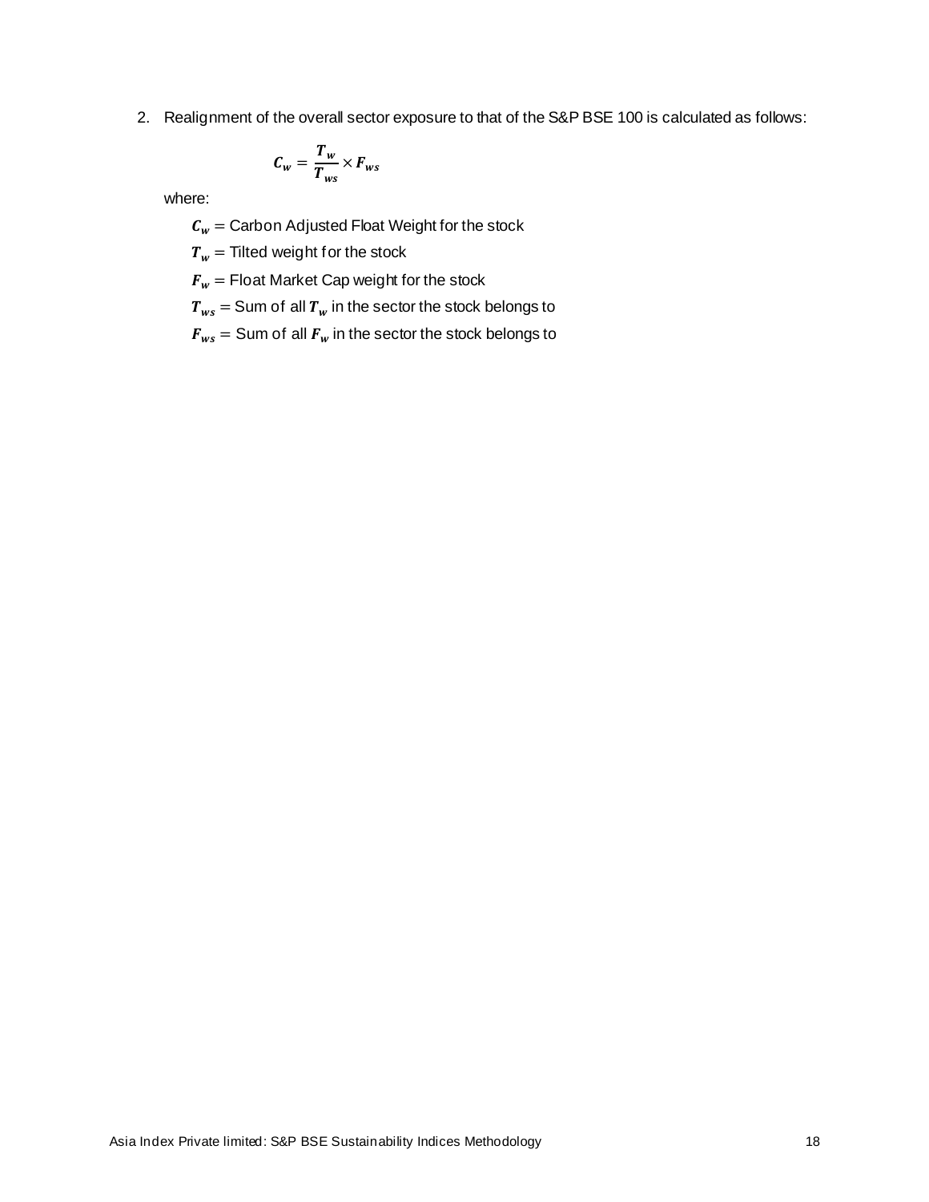2. Realignment of the overall sector exposure to that of the S&P BSE 100 is calculated as follows:

$$\boldsymbol{C_w} = \frac{\boldsymbol{T_w}}{\boldsymbol{T_{ws}}} \times \boldsymbol{F_{ws}}$$

where:

$\boldsymbol{C_w}$ = Carbon Adjusted Float Weight for the stock

$\boldsymbol{T_w}$ = Tilted weight for the stock

$\boldsymbol{F_w}$ = Float Market Cap weight for the stock

$\boldsymbol{T_{ws}}$ = Sum of all $\boldsymbol{T_w}$ in the sector the stock belongs to

$\boldsymbol{F_{ws}}$ = Sum of all $\boldsymbol{F_w}$ in the sector the stock belongs to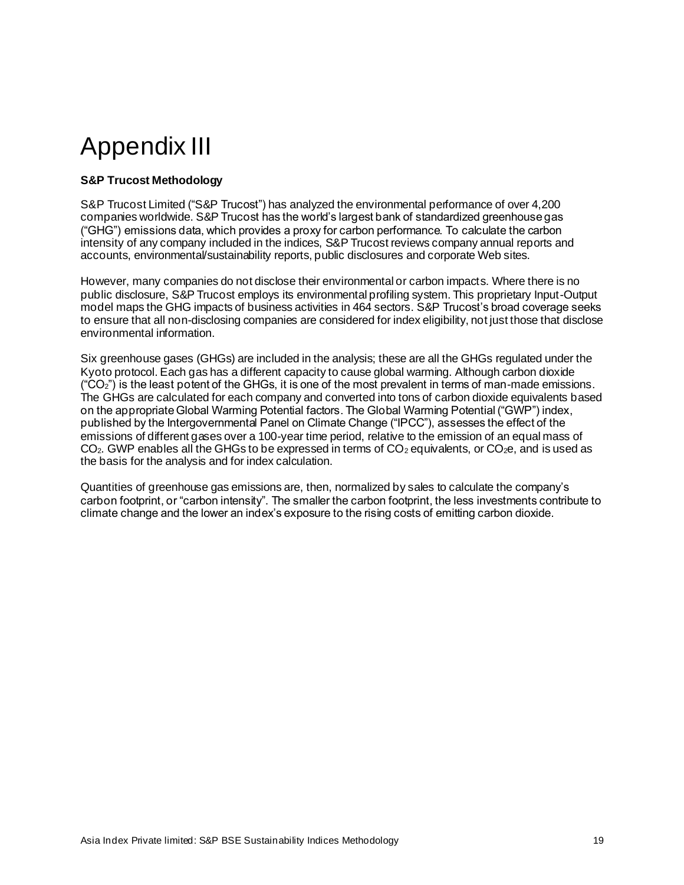# Appendix III

**S&P Trucost Methodology**

S&P Trucost Limited ("S&P Trucost") has analyzed the environmental performance of over 4,200 companies worldwide. S&P Trucost has the world's largest bank of standardized greenhouse gas ("GHG") emissions data, which provides a proxy for carbon performance. To calculate the carbon intensity of any company included in the indices, S&P Trucost reviews company annual reports and accounts, environmental/sustainability reports, public disclosures and corporate Web sites.

However, many companies do not disclose their environmental or carbon impacts. Where there is no public disclosure, S&P Trucost employs its environmental profiling system. This proprietary Input-Output model maps the GHG impacts of business activities in 464 sectors. S&P Trucost's broad coverage seeks to ensure that all non-disclosing companies are considered for index eligibility, not just those that disclose environmental information.

Six greenhouse gases (GHGs) are included in the analysis; these are all the GHGs regulated under the Kyoto protocol. Each gas has a different capacity to cause global warming. Although carbon dioxide ("$CO_2$") is the least potent of the GHGs, it is one of the most prevalent in terms of man-made emissions. The GHGs are calculated for each company and converted into tons of carbon dioxide equivalents based on the appropriate Global Warming Potential factors. The Global Warming Potential ("GWP") index, published by the Intergovernmental Panel on Climate Change ("IPCC"), assesses the effect of the emissions of different gases over a 100-year time period, relative to the emission of an equal mass of $CO_2$. GWP enables all the GHGs to be expressed in terms of $CO_2$ equivalents, or $CO_2e$, and is used as the basis for the analysis and for index calculation.

Quantities of greenhouse gas emissions are, then, normalized by sales to calculate the company's carbon footprint, or "carbon intensity". The smaller the carbon footprint, the less investments contribute to climate change and the lower an index's exposure to the rising costs of emitting carbon dioxide.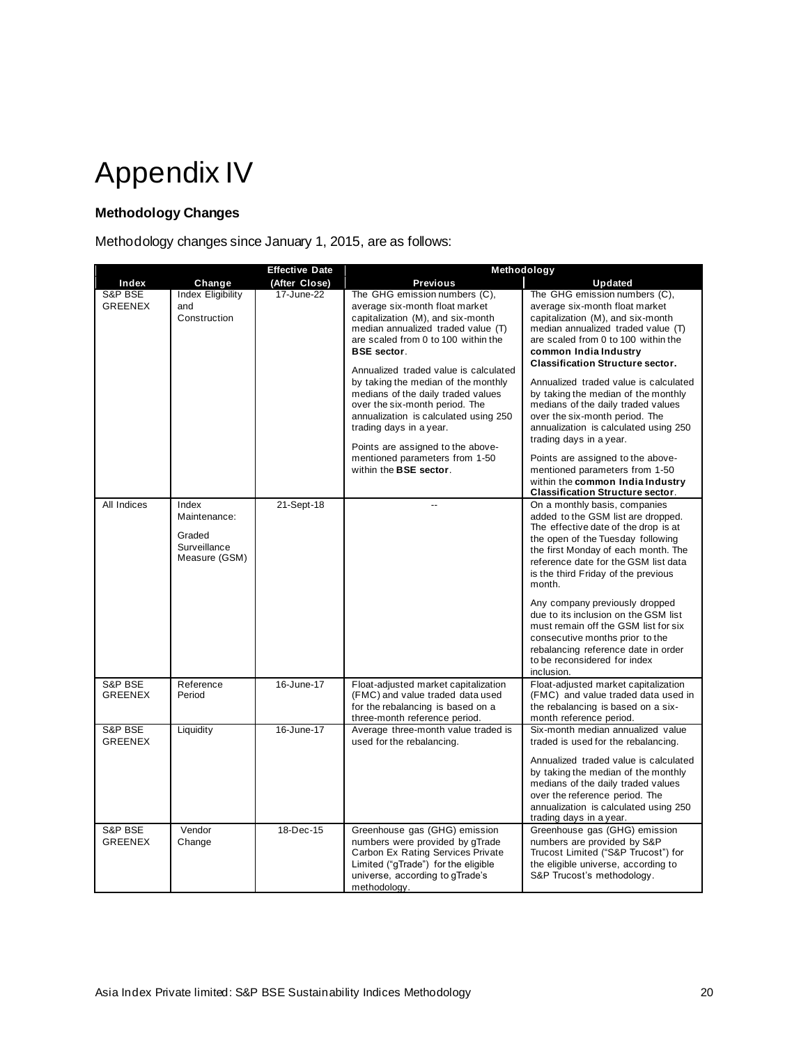# Appendix IV

### Methodology Changes

Methodology changes since January 1, 2015, are as follows:

| | | Effective Date | Methodology | |
|---|---|---|---|---|
| **Index** | **Change** | **(After Close)** | **Previous** | **Updated** |
| S&P BSE GREENEX | Index Eligibility and Construction | 17-June-22 | The GHG emission numbers (C), average six-month float market capitalization (M), and six-month median annualized traded value (T) are scaled from 0 to 100 within the **BSE sector**.<br><br>Annualized traded value is calculated by taking the median of the monthly medians of the daily traded values over the six-month period. The annualization is calculated using 250 trading days in a year.<br><br>Points are assigned to the above-mentioned parameters from 1-50 within the **BSE sector**. | The GHG emission numbers (C), average six-month float market capitalization (M), and six-month median annualized traded value (T) are scaled from 0 to 100 within the **common India Industry Classification Structure sector.**<br><br>Annualized traded value is calculated by taking the median of the monthly medians of the daily traded values over the six-month period. The annualization is calculated using 250 trading days in a year.<br><br>Points are assigned to the above-mentioned parameters from 1-50 within the **common India Industry Classification Structure sector**. |
| All Indices | Index Maintenance:<br><br>Graded Surveillance Measure (GSM) | 21-Sept-18 | -- | On a monthly basis, companies added to the GSM list are dropped. The effective date of the drop is at the open of the Tuesday following the first Monday of each month. The reference date for the GSM list data is the third Friday of the previous month.<br><br>Any company previously dropped due to its inclusion on the GSM list must remain off the GSM list for six consecutive months prior to the rebalancing reference date in order to be reconsidered for index inclusion. |
| S&P BSE GREENEX | Reference Period | 16-June-17 | Float-adjusted market capitalization (FMC) and value traded data used for the rebalancing is based on a three-month reference period. | Float-adjusted market capitalization (FMC) and value traded data used in the rebalancing is based on a six-month reference period. |
| S&P BSE GREENEX | Liquidity | 16-June-17 | Average three-month value traded is used for the rebalancing. | Six-month median annualized value traded is used for the rebalancing.<br><br>Annualized traded value is calculated by taking the median of the monthly medians of the daily traded values over the reference period. The annualization is calculated using 250 trading days in a year. |
| S&P BSE GREENEX | Vendor Change | 18-Dec-15 | Greenhouse gas (GHG) emission numbers were provided by gTrade Carbon Ex Rating Services Private Limited ("gTrade") for the eligible universe, according to gTrade's methodology. | Greenhouse gas (GHG) emission numbers are provided by S&P Trucost Limited ("S&P Trucost") for the eligible universe, according to S&P Trucost's methodology. |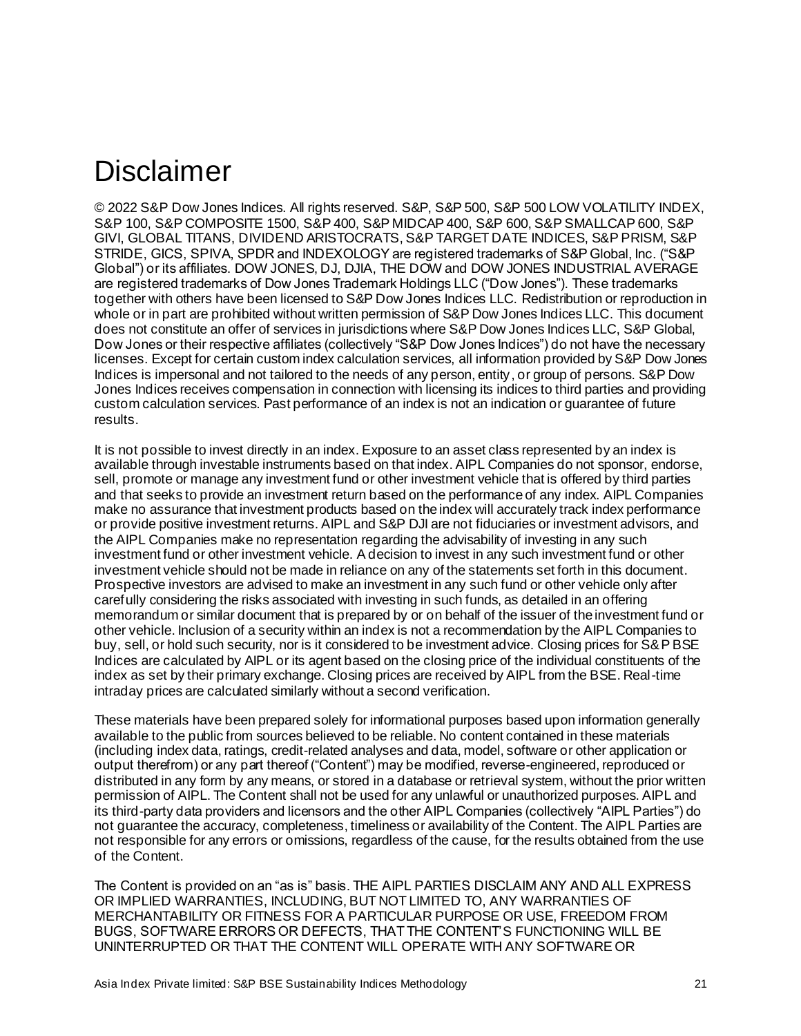# Disclaimer

© 2022 S&P Dow Jones Indices. All rights reserved. S&P, S&P 500, S&P 500 LOW VOLATILITY INDEX, S&P 100, S&P COMPOSITE 1500, S&P 400, S&P MIDCAP 400, S&P 600, S&P SMALLCAP 600, S&P GIVI, GLOBAL TITANS, DIVIDEND ARISTOCRATS, S&P TARGET DATE INDICES, S&P PRISM, S&P STRIDE, GICS, SPIVA, SPDR and INDEXOLOGY are registered trademarks of S&P Global, Inc. ("S&P Global") or its affiliates. DOW JONES, DJ, DJIA, THE DOW and DOW JONES INDUSTRIAL AVERAGE are registered trademarks of Dow Jones Trademark Holdings LLC ("Dow Jones"). These trademarks together with others have been licensed to S&P Dow Jones Indices LLC. Redistribution or reproduction in whole or in part are prohibited without written permission of S&P Dow Jones Indices LLC. This document does not constitute an offer of services in jurisdictions where S&P Dow Jones Indices LLC, S&P Global, Dow Jones or their respective affiliates (collectively "S&P Dow Jones Indices") do not have the necessary licenses. Except for certain custom index calculation services, all information provided by S&P Dow Jones Indices is impersonal and not tailored to the needs of any person, entity, or group of persons. S&P Dow Jones Indices receives compensation in connection with licensing its indices to third parties and providing custom calculation services. Past performance of an index is not an indication or guarantee of future results.

It is not possible to invest directly in an index. Exposure to an asset class represented by an index is available through investable instruments based on that index. AIPL Companies do not sponsor, endorse, sell, promote or manage any investment fund or other investment vehicle that is offered by third parties and that seeks to provide an investment return based on the performance of any index. AIPL Companies make no assurance that investment products based on the index will accurately track index performance or provide positive investment returns. AIPL and S&P DJI are not fiduciaries or investment advisors, and the AIPL Companies make no representation regarding the advisability of investing in any such investment fund or other investment vehicle. A decision to invest in any such investment fund or other investment vehicle should not be made in reliance on any of the statements set forth in this document. Prospective investors are advised to make an investment in any such fund or other vehicle only after carefully considering the risks associated with investing in such funds, as detailed in an offering memorandum or similar document that is prepared by or on behalf of the issuer of the investment fund or other vehicle. Inclusion of a security within an index is not a recommendation by the AIPL Companies to buy, sell, or hold such security, nor is it considered to be investment advice. Closing prices for S&P BSE Indices are calculated by AIPL or its agent based on the closing price of the individual constituents of the index as set by their primary exchange. Closing prices are received by AIPL from the BSE. Real-time intraday prices are calculated similarly without a second verification.

These materials have been prepared solely for informational purposes based upon information generally available to the public from sources believed to be reliable. No content contained in these materials (including index data, ratings, credit-related analyses and data, model, software or other application or output therefrom) or any part thereof ("Content") may be modified, reverse-engineered, reproduced or distributed in any form by any means, or stored in a database or retrieval system, without the prior written permission of AIPL. The Content shall not be used for any unlawful or unauthorized purposes. AIPL and its third-party data providers and licensors and the other AIPL Companies (collectively "AIPL Parties") do not guarantee the accuracy, completeness, timeliness or availability of the Content. The AIPL Parties are not responsible for any errors or omissions, regardless of the cause, for the results obtained from the use of the Content.

The Content is provided on an "as is" basis. THE AIPL PARTIES DISCLAIM ANY AND ALL EXPRESS OR IMPLIED WARRANTIES, INCLUDING, BUT NOT LIMITED TO, ANY WARRANTIES OF MERCHANTABILITY OR FITNESS FOR A PARTICULAR PURPOSE OR USE, FREEDOM FROM BUGS, SOFTWARE ERRORS OR DEFECTS, THAT THE CONTENT'S FUNCTIONING WILL BE UNINTERRUPTED OR THAT THE CONTENT WILL OPERATE WITH ANY SOFTWARE OR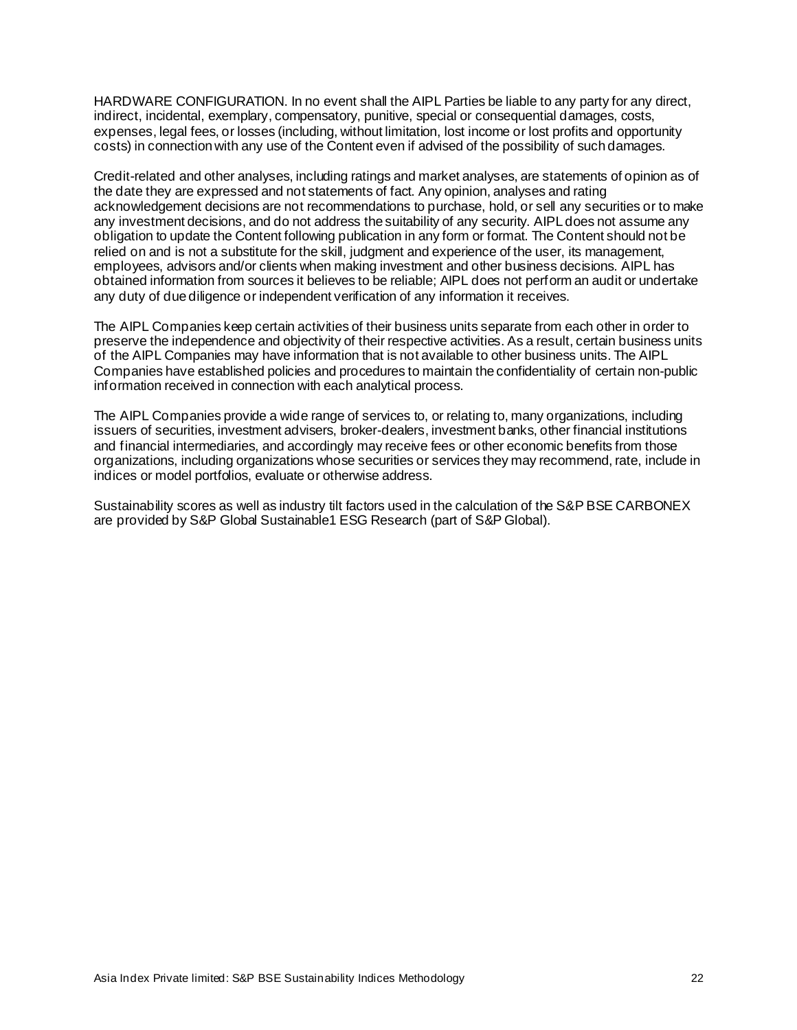HARDWARE CONFIGURATION. In no event shall the AIPL Parties be liable to any party for any direct, indirect, incidental, exemplary, compensatory, punitive, special or consequential damages, costs, expenses, legal fees, or losses (including, without limitation, lost income or lost profits and opportunity costs) in connection with any use of the Content even if advised of the possibility of such damages.

Credit-related and other analyses, including ratings and market analyses, are statements of opinion as of the date they are expressed and not statements of fact. Any opinion, analyses and rating acknowledgement decisions are not recommendations to purchase, hold, or sell any securities or to make any investment decisions, and do not address the suitability of any security. AIPL does not assume any obligation to update the Content following publication in any form or format. The Content should not be relied on and is not a substitute for the skill, judgment and experience of the user, its management, employees, advisors and/or clients when making investment and other business decisions. AIPL has obtained information from sources it believes to be reliable; AIPL does not perform an audit or undertake any duty of due diligence or independent verification of any information it receives.

The AIPL Companies keep certain activities of their business units separate from each other in order to preserve the independence and objectivity of their respective activities. As a result, certain business units of the AIPL Companies may have information that is not available to other business units. The AIPL Companies have established policies and procedures to maintain the confidentiality of certain non-public information received in connection with each analytical process.

The AIPL Companies provide a wide range of services to, or relating to, many organizations, including issuers of securities, investment advisers, broker-dealers, investment banks, other financial institutions and financial intermediaries, and accordingly may receive fees or other economic benefits from those organizations, including organizations whose securities or services they may recommend, rate, include in indices or model portfolios, evaluate or otherwise address.

Sustainability scores as well as industry tilt factors used in the calculation of the S&P BSE CARBONEX are provided by S&P Global Sustainable1 ESG Research (part of S&P Global).